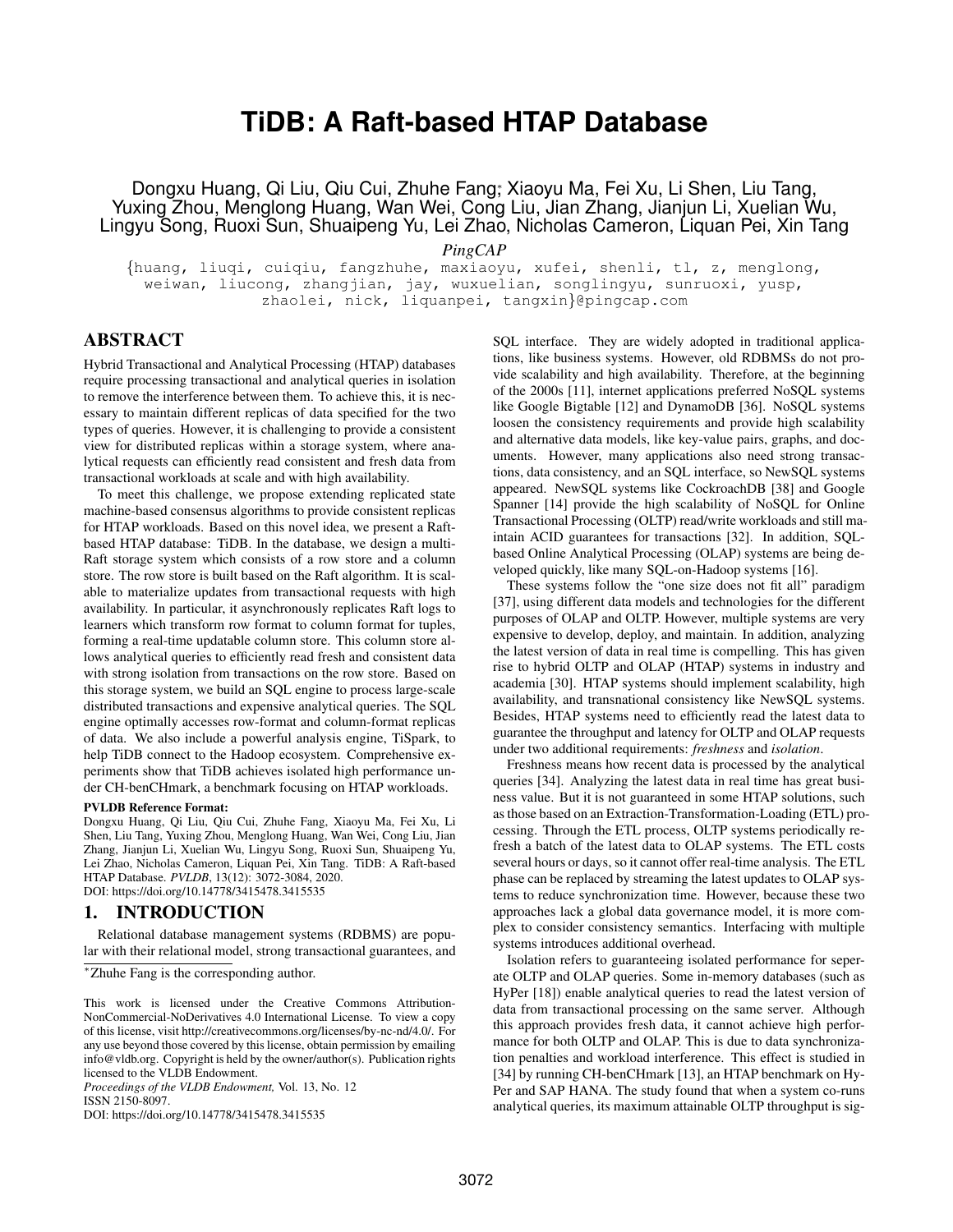# TiDB: A Raft-based HTAP Database

Dongxu Huang, Qi Liu, Qiu Cui, Zhuhe Fang*, Xiaoyu Ma, Fei Xu, Li Shen, Liu Tang, Yuxing Zhou, Menglong Huang, Wan Wei, Cong Liu, Jian Zhang, Jianjun Li, Xuelian Wu, Lingyu Song, Ruoxi Sun, Shuaipeng Yu, Lei Zhao, Nicholas Cameron, Liquan Pei, Xin Tang

*PingCAP*

{huang, liuqi, cuiqiu, fangzhuhe, maxiaoyu, xufei, shenli, tl, z, menglong, weiwan, liucong, zhangjian, jay, wuxuelian, songlingyu, sunruoxi, yusp, zhaolei, nick, liquanpei, tangxin}@pingcap.com

## ABSTRACT

Hybrid Transactional and Analytical Processing (HTAP) databases require processing transactional and analytical queries in isolation to remove the interference between them. To achieve this, it is necessary to maintain different replicas of data specified for the two types of queries. However, it is challenging to provide a consistent view for distributed replicas within a storage system, where analytical requests can efficiently read consistent and fresh data from transactional workloads at scale and with high availability.

To meet this challenge, we propose extending replicated state machine-based consensus algorithms to provide consistent replicas for HTAP workloads. Based on this novel idea, we present a Raft-based HTAP database: TiDB. In the database, we design a multi-Raft storage system which consists of a row store and a column store. The row store is built based on the Raft algorithm. It is scalable to materialize updates from transactional requests with high availability. In particular, it asynchronously replicates Raft logs to learners which transform row format to column format for tuples, forming a real-time updatable column store. This column store allows analytical queries to efficiently read fresh and consistent data with strong isolation from transactions on the row store. Based on this storage system, we build an SQL engine to process large-scale distributed transactions and expensive analytical queries. The SQL engine optimally accesses row-format and column-format replicas of data. We also include a powerful analysis engine, TiSpark, to help TiDB connect to the Hadoop ecosystem. Comprehensive experiments show that TiDB achieves isolated high performance under CH-benCHmark, a benchmark focusing on HTAP workloads.

**PVLDB Reference Format:**

Dongxu Huang, Qi Liu, Qiu Cui, Zhuhe Fang, Xiaoyu Ma, Fei Xu, Li Shen, Liu Tang, Yuxing Zhou, Menglong Huang, Wan Wei, Cong Liu, Jian Zhang, Jianjun Li, Xuelian Wu, Lingyu Song, Ruoxi Sun, Shuaipeng Yu, Lei Zhao, Nicholas Cameron, Liquan Pei, Xin Tang. TiDB: A Raft-based HTAP Database. *PVLDB*, 13(12): 3072-3084, 2020.
DOI: https://doi.org/10.14778/3415478.3415535

## 1. INTRODUCTION

Relational database management systems (RDBMS) are popular with their relational model, strong transactional guarantees, and SQL interface. They are widely adopted in traditional applications, like business systems. However, old RDBMSs do not provide scalability and high availability. Therefore, at the beginning of the 2000s [11], internet applications preferred NoSQL systems like Google Bigtable [12] and DynamoDB [36]. NoSQL systems loosen the consistency requirements and provide high scalability and alternative data models, like key-value pairs, graphs, and documents. However, many applications also need strong transactions, data consistency, and an SQL interface, so NewSQL systems appeared. NewSQL systems like CockroachDB [38] and Google Spanner [14] provide the high scalability of NoSQL for Online Transactional Processing (OLTP) read/write workloads and still maintain ACID guarantees for transactions [32]. In addition, SQL-based Online Analytical Processing (OLAP) systems are being developed quickly, like many SQL-on-Hadoop systems [16].

These systems follow the "one size does not fit all" paradigm [37], using different data models and technologies for the different purposes of OLAP and OLTP. However, multiple systems are very expensive to develop, deploy, and maintain. In addition, analyzing the latest version of data in real time is compelling. This has given rise to hybrid OLTP and OLAP (HTAP) systems in industry and academia [30]. HTAP systems should implement scalability, high availability, and transnational consistency like NewSQL systems. Besides, HTAP systems need to efficiently read the latest data to guarantee the throughput and latency for OLTP and OLAP requests under two additional requirements: *freshness* and *isolation*.

Freshness means how recent data is processed by the analytical queries [34]. Analyzing the latest data in real time has great business value. But it is not guaranteed in some HTAP solutions, such as those based on an Extraction-Transformation-Loading (ETL) processing. Through the ETL process, OLTP systems periodically refresh a batch of the latest data to OLAP systems. The ETL costs several hours or days, so it cannot offer real-time analysis. The ETL phase can be replaced by streaming the latest updates to OLAP systems to reduce synchronization time. However, because these two approaches lack a global data governance model, it is more complex to consider consistency semantics. Interfacing with multiple systems introduces additional overhead.

Isolation refers to guaranteeing isolated performance for seperate OLTP and OLAP queries. Some in-memory databases (such as HyPer [18]) enable analytical queries to read the latest version of data from transactional processing on the same server. Although this approach provides fresh data, it cannot achieve high performance for both OLTP and OLAP. This is due to data synchronization penalties and workload interference. This effect is studied in [34] by running CH-benCHmark [13], an HTAP benchmark on HyPer and SAP HANA. The study found that when a system co-runs analytical queries, its maximum attainable OLTP throughput is sig-

*Zhuhe Fang is the corresponding author.

This work is licensed under the Creative Commons Attribution-NonCommercial-NoDerivatives 4.0 International License. To view a copy of this license, visit http://creativecommons.org/licenses/by-nc-nd/4.0/. For any use beyond those covered by this license, obtain permission by emailing info@vldb.org. Copyright is held by the owner/author(s). Publication rights licensed to the VLDB Endowment.
*Proceedings of the VLDB Endowment,* Vol. 13, No. 12
ISSN 2150-8097.
DOI: https://doi.org/10.14778/3415478.3415535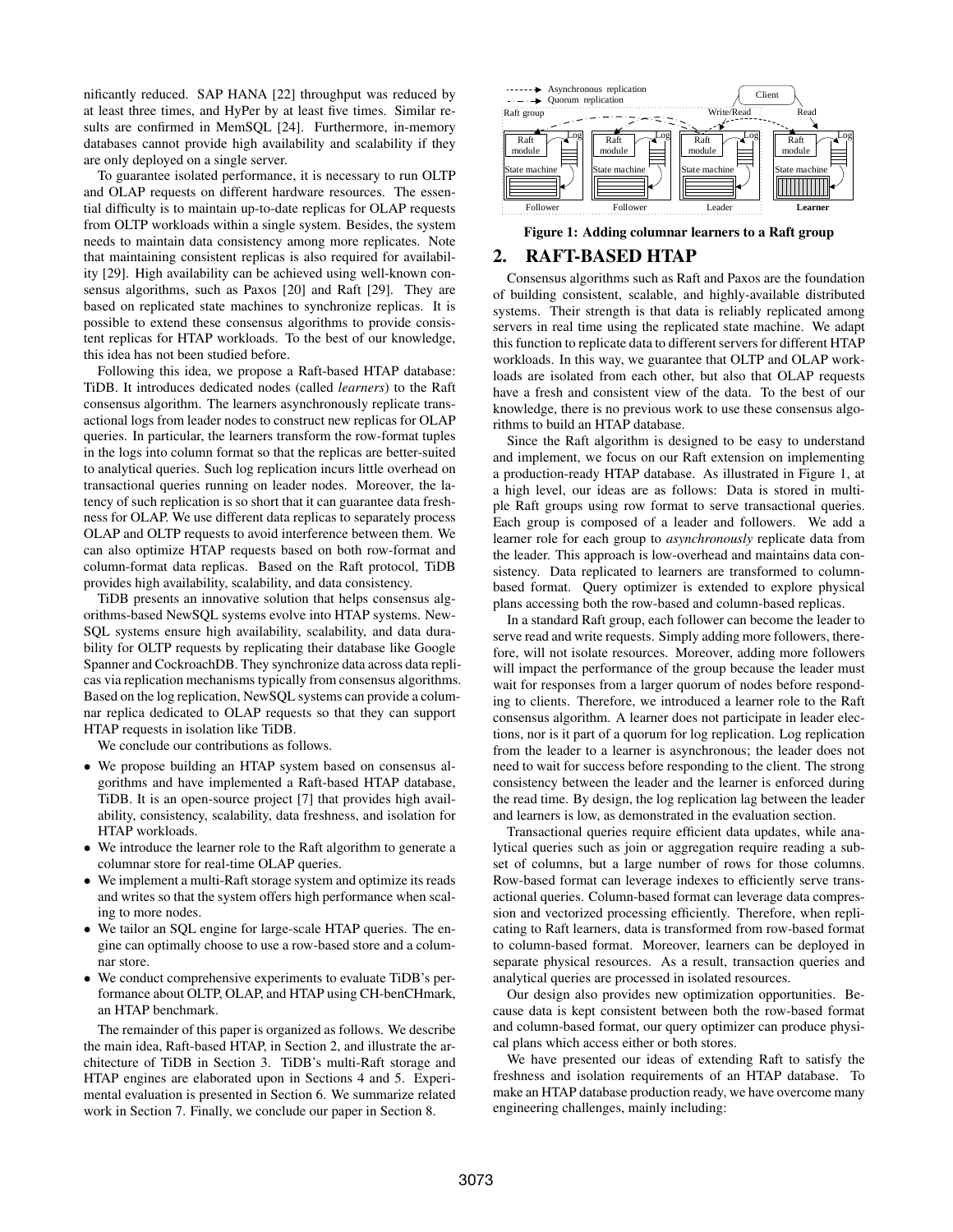nificantly reduced. SAP HANA [22] throughput was reduced by at least three times, and HyPer by at least five times. Similar results are confirmed in MemSQL [24]. Furthermore, in-memory databases cannot provide high availability and scalability if they are only deployed on a single server.

To guarantee isolated performance, it is necessary to run OLTP and OLAP requests on different hardware resources. The essential difficulty is to maintain up-to-date replicas for OLAP requests from OLTP workloads within a single system. Besides, the system needs to maintain data consistency among more replicates. Note that maintaining consistent replicas is also required for availability [29]. High availability can be achieved using well-known consensus algorithms, such as Paxos [20] and Raft [29]. They are based on replicated state machines to synchronize replicas. It is possible to extend these consensus algorithms to provide consistent replicas for HTAP workloads. To the best of our knowledge, this idea has not been studied before.

Following this idea, we propose a Raft-based HTAP database: TiDB. It introduces dedicated nodes (called *learners*) to the Raft consensus algorithm. The learners asynchronously replicate transactional logs from leader nodes to construct new replicas for OLAP queries. In particular, the learners transform the row-format tuples in the logs into column format so that the replicas are better-suited to analytical queries. Such log replication incurs little overhead on transactional queries running on leader nodes. Moreover, the latency of such replication is so short that it can guarantee data freshness for OLAP. We use different data replicas to separately process OLAP and OLTP requests to avoid interference between them. We can also optimize HTAP requests based on both row-format and column-format data replicas. Based on the Raft protocol, TiDB provides high availability, scalability, and data consistency.

TiDB presents an innovative solution that helps consensus algorithms-based NewSQL systems evolve into HTAP systems. NewSQL systems ensure high availability, scalability, and data durability for OLTP requests by replicating their database like Google Spanner and CockroachDB. They synchronize data across data replicas via replication mechanisms typically from consensus algorithms. Based on the log replication, NewSQL systems can provide a columnar replica dedicated to OLAP requests so that they can support HTAP requests in isolation like TiDB.

We conclude our contributions as follows.

- We propose building an HTAP system based on consensus algorithms and have implemented a Raft-based HTAP database, TiDB. It is an open-source project [7] that provides high availability, consistency, scalability, data freshness, and isolation for HTAP workloads.
- We introduce the learner role to the Raft algorithm to generate a columnar store for real-time OLAP queries.
- We implement a multi-Raft storage system and optimize its reads and writes so that the system offers high performance when scaling to more nodes.
- We tailor an SQL engine for large-scale HTAP queries. The engine can optimally choose to use a row-based store and a columnar store.
- We conduct comprehensive experiments to evaluate TiDB's performance about OLTP, OLAP, and HTAP using CH-benCHmark, an HTAP benchmark.

The remainder of this paper is organized as follows. We describe the main idea, Raft-based HTAP, in Section 2, and illustrate the architecture of TiDB in Section 3. TiDB's multi-Raft storage and HTAP engines are elaborated upon in Sections 4 and 5. Experimental evaluation is presented in Section 6. We summarize related work in Section 7. Finally, we conclude our paper in Section 8.

**Figure 1: Adding columnar learners to a Raft group**

## 2. RAFT-BASED HTAP

Consensus algorithms such as Raft and Paxos are the foundation of building consistent, scalable, and highly-available distributed systems. Their strength is that data is reliably replicated among servers in real time using the replicated state machine. We adapt this function to replicate data to different servers for different HTAP workloads. In this way, we guarantee that OLTP and OLAP workloads are isolated from each other, but also that OLAP requests have a fresh and consistent view of the data. To the best of our knowledge, there is no previous work to use these consensus algorithms to build an HTAP database.

Since the Raft algorithm is designed to be easy to understand and implement, we focus on our Raft extension on implementing a production-ready HTAP database. As illustrated in Figure 1, at a high level, our ideas are as follows: Data is stored in multiple Raft groups using row format to serve transactional queries. Each group is composed of a leader and followers. We add a learner role for each group to *asynchronously* replicate data from the leader. This approach is low-overhead and maintains data consistency. Data replicated to learners are transformed to column-based format. Query optimizer is extended to explore physical plans accessing both the row-based and column-based replicas.

In a standard Raft group, each follower can become the leader to serve read and write requests. Simply adding more followers, therefore, will not isolate resources. Moreover, adding more followers will impact the performance of the group because the leader must wait for responses from a larger quorum of nodes before responding to clients. Therefore, we introduced a learner role to the Raft consensus algorithm. A learner does not participate in leader elections, nor is it part of a quorum for log replication. Log replication from the leader to a learner is asynchronous; the leader does not need to wait for success before responding to the client. The strong consistency between the leader and the learner is enforced during the read time. By design, the log replication lag between the leader and learners is low, as demonstrated in the evaluation section.

Transactional queries require efficient data updates, while analytical queries such as join or aggregation require reading a subset of columns, but a large number of rows for those columns. Row-based format can leverage indexes to efficiently serve transactional queries. Column-based format can leverage data compression and vectorized processing efficiently. Therefore, when replicating to Raft learners, data is transformed from row-based format to column-based format. Moreover, learners can be deployed in separate physical resources. As a result, transaction queries and analytical queries are processed in isolated resources.

Our design also provides new optimization opportunities. Because data is kept consistent between both the row-based format and column-based format, our query optimizer can produce physical plans which access either or both stores.

We have presented our ideas of extending Raft to satisfy the freshness and isolation requirements of an HTAP database. To make an HTAP database production ready, we have overcome many engineering challenges, mainly including: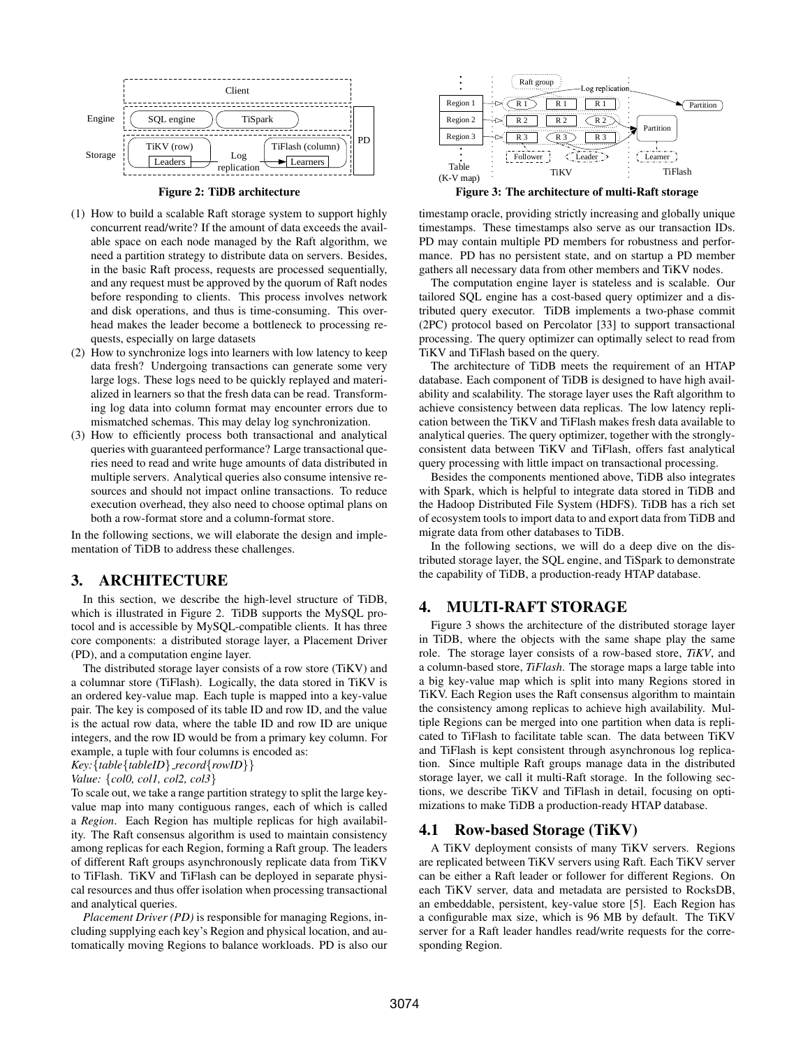Figure 2: TiDB architecture

Figure 3: The architecture of multi-Raft storage

(1) How to build a scalable Raft storage system to support highly concurrent read/write? If the amount of data exceeds the available space on each node managed by the Raft algorithm, we need a partition strategy to distribute data on servers. Besides, in the basic Raft process, requests are processed sequentially, and any request must be approved by the quorum of Raft nodes before responding to clients. This process involves network and disk operations, and thus is time-consuming. This overhead makes the leader become a bottleneck to processing requests, especially on large datasets
(2) How to synchronize logs into learners with low latency to keep data fresh? Undergoing transactions can generate some very large logs. These logs need to be quickly replayed and materialized in learners so that the fresh data can be read. Transforming log data into column format may encounter errors due to mismatched schemas. This may delay log synchronization.
(3) How to efficiently process both transactional and analytical queries with guaranteed performance? Large transactional queries need to read and write huge amounts of data distributed in multiple servers. Analytical queries also consume intensive resources and should not impact online transactions. To reduce execution overhead, they also need to choose optimal plans on both a row-format store and a column-format store.

In the following sections, we will elaborate the design and implementation of TiDB to address these challenges.

## 3. ARCHITECTURE

In this section, we describe the high-level structure of TiDB, which is illustrated in Figure 2. TiDB supports the MySQL protocol and is accessible by MySQL-compatible clients. It has three core components: a distributed storage layer, a Placement Driver (PD), and a computation engine layer.

The distributed storage layer consists of a row store (TiKV) and a columnar store (TiFlash). Logically, the data stored in TiKV is an ordered key-value map. Each tuple is mapped into a key-value pair. The key is composed of its table ID and row ID, and the value is the actual row data, where the table ID and row ID are unique integers, and the row ID would be from a primary key column. For example, a tuple with four columns is encoded as:

*Key:*{*table*{*tableID*}_*record*{*rowID*}}
*Value:* {*col0, col1, col2, col3*}

To scale out, we take a range partition strategy to split the large key-value map into many contiguous ranges, each of which is called a *Region*. Each Region has multiple replicas for high availability. The Raft consensus algorithm is used to maintain consistency among replicas for each Region, forming a Raft group. The leaders of different Raft groups asynchronously replicate data from TiKV to TiFlash. TiKV and TiFlash can be deployed in separate physical resources and thus offer isolation when processing transactional and analytical queries.

*Placement Driver (PD)* is responsible for managing Regions, including supplying each key's Region and physical location, and automatically moving Regions to balance workloads. PD is also our timestamp oracle, providing strictly increasing and globally unique timestamps. These timestamps also serve as our transaction IDs. PD may contain multiple PD members for robustness and performance. PD has no persistent state, and on startup a PD member gathers all necessary data from other members and TiKV nodes.

The computation engine layer is stateless and is scalable. Our tailored SQL engine has a cost-based query optimizer and a distributed query executor. TiDB implements a two-phase commit (2PC) protocol based on Percolator [33] to support transactional processing. The query optimizer can optimally select to read from TiKV and TiFlash based on the query.

The architecture of TiDB meets the requirement of an HTAP database. Each component of TiDB is designed to have high availability and scalability. The storage layer uses the Raft algorithm to achieve consistency between data replicas. The low latency replication between the TiKV and TiFlash makes fresh data available to analytical queries. The query optimizer, together with the strongly-consistent data between TiKV and TiFlash, offers fast analytical query processing with little impact on transactional processing.

Besides the components mentioned above, TiDB also integrates with Spark, which is helpful to integrate data stored in TiDB and the Hadoop Distributed File System (HDFS). TiDB has a rich set of ecosystem tools to import data to and export data from TiDB and migrate data from other databases to TiDB.

In the following sections, we will do a deep dive on the distributed storage layer, the SQL engine, and TiSpark to demonstrate the capability of TiDB, a production-ready HTAP database.

## 4. MULTI-RAFT STORAGE

Figure 3 shows the architecture of the distributed storage layer in TiDB, where the objects with the same shape play the same role. The storage layer consists of a row-based store, *TiKV*, and a column-based store, *TiFlash*. The storage maps a large table into a big key-value map which is split into many Regions stored in TiKV. Each Region uses the Raft consensus algorithm to maintain the consistency among replicas to achieve high availability. Multiple Regions can be merged into one partition when data is replicated to TiFlash to facilitate table scan. The data between TiKV and TiFlash is kept consistent through asynchronous log replication. Since multiple Raft groups manage data in the distributed storage layer, we call it multi-Raft storage. In the following sections, we describe TiKV and TiFlash in detail, focusing on optimizations to make TiDB a production-ready HTAP database.

### 4.1 Row-based Storage (TiKV)

A TiKV deployment consists of many TiKV servers. Regions are replicated between TiKV servers using Raft. Each TiKV server can be either a Raft leader or follower for different Regions. On each TiKV server, data and metadata are persisted to RocksDB, an embeddable, persistent, key-value store [5]. Each Region has a configurable max size, which is 96 MB by default. The TiKV server for a Raft leader handles read/write requests for the corresponding Region.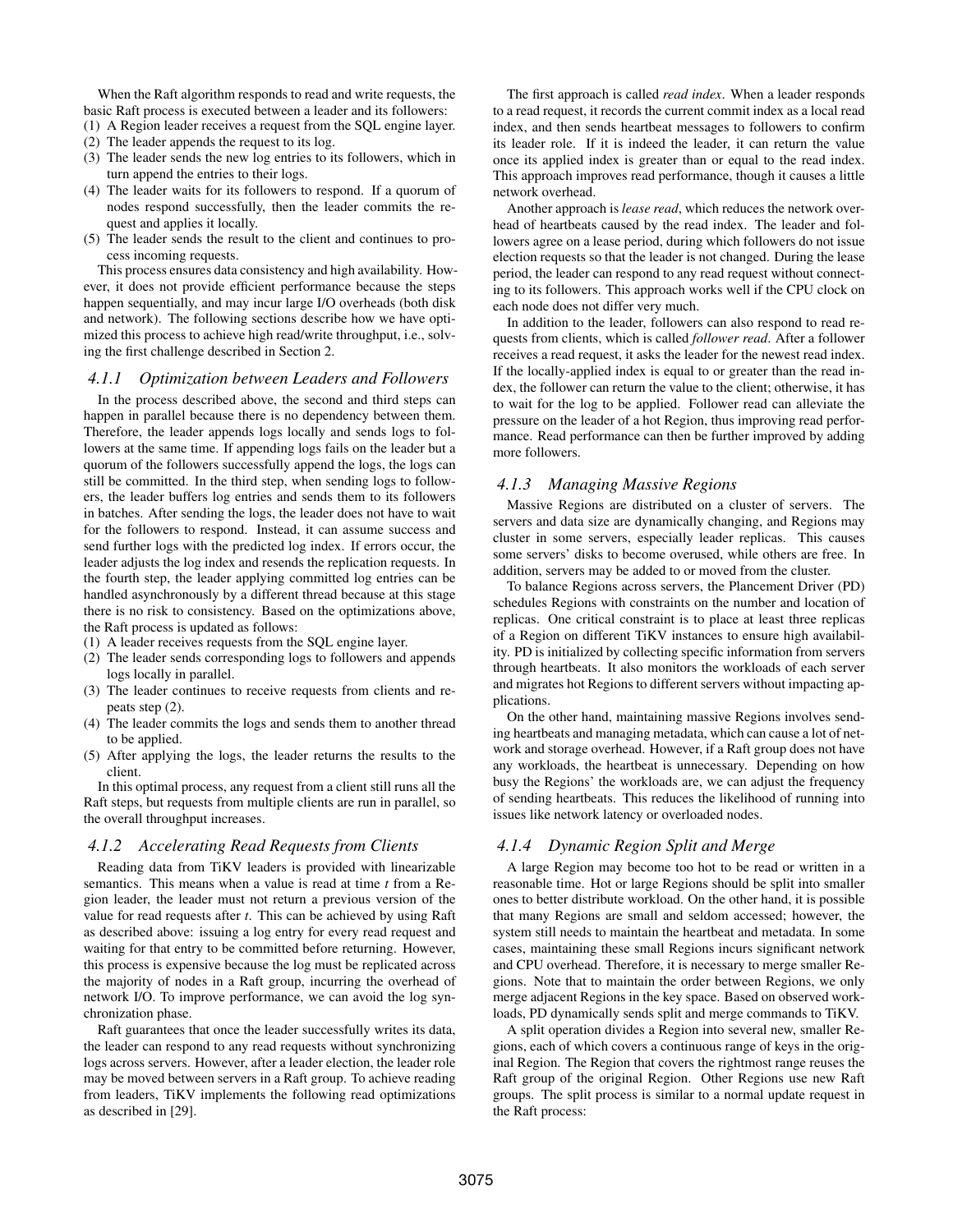When the Raft algorithm responds to read and write requests, the basic Raft process is executed between a leader and its followers:

(1) A Region leader receives a request from the SQL engine layer.
(2) The leader appends the request to its log.
(3) The leader sends the new log entries to its followers, which in turn append the entries to their logs.
(4) The leader waits for its followers to respond. If a quorum of nodes respond successfully, then the leader commits the request and applies it locally.
(5) The leader sends the result to the client and continues to process incoming requests.

This process ensures data consistency and high availability. However, it does not provide efficient performance because the steps happen sequentially, and may incur large I/O overheads (both disk and network). The following sections describe how we have optimized this process to achieve high read/write throughput, i.e., solving the first challenge described in Section 2.

### 4.1.1 Optimization between Leaders and Followers

In the process described above, the second and third steps can happen in parallel because there is no dependency between them. Therefore, the leader appends logs locally and sends logs to followers at the same time. If appending logs fails on the leader but a quorum of the followers successfully append the logs, the logs can still be committed. In the third step, when sending logs to followers, the leader buffers log entries and sends them to its followers in batches. After sending the logs, the leader does not have to wait for the followers to respond. Instead, it can assume success and send further logs with the predicted log index. If errors occur, the leader adjusts the log index and resends the replication requests. In the fourth step, the leader applying committed log entries can be handled asynchronously by a different thread because at this stage there is no risk to consistency. Based on the optimizations above, the Raft process is updated as follows:

(1) A leader receives requests from the SQL engine layer.
(2) The leader sends corresponding logs to followers and appends logs locally in parallel.
(3) The leader continues to receive requests from clients and repeats step (2).
(4) The leader commits the logs and sends them to another thread to be applied.
(5) After applying the logs, the leader returns the results to the client.

In this optimal process, any request from a client still runs all the Raft steps, but requests from multiple clients are run in parallel, so the overall throughput increases.

### 4.1.2 Accelerating Read Requests from Clients

Reading data from TiKV leaders is provided with linearizable semantics. This means when a value is read at time $t$ from a Region leader, the leader must not return a previous version of the value for read requests after $t$. This can be achieved by using Raft as described above: issuing a log entry for every read request and waiting for that entry to be committed before returning. However, this process is expensive because the log must be replicated across the majority of nodes in a Raft group, incurring the overhead of network I/O. To improve performance, we can avoid the log synchronization phase.

Raft guarantees that once the leader successfully writes its data, the leader can respond to any read requests without synchronizing logs across servers. However, after a leader election, the leader role may be moved between servers in a Raft group. To achieve reading from leaders, TiKV implements the following read optimizations as described in [29].

The first approach is called *read index*. When a leader responds to a read request, it records the current commit index as a local read index, and then sends heartbeat messages to followers to confirm its leader role. If it is indeed the leader, it can return the value once its applied index is greater than or equal to the read index. This approach improves read performance, though it causes a little network overhead.

Another approach is *lease read*, which reduces the network overhead of heartbeats caused by the read index. The leader and followers agree on a lease period, during which followers do not issue election requests so that the leader is not changed. During the lease period, the leader can respond to any read request without connecting to its followers. This approach works well if the CPU clock on each node does not differ very much.

In addition to the leader, followers can also respond to read requests from clients, which is called *follower read*. After a follower receives a read request, it asks the leader for the newest read index. If the locally-applied index is equal to or greater than the read index, the follower can return the value to the client; otherwise, it has to wait for the log to be applied. Follower read can alleviate the pressure on the leader of a hot Region, thus improving read performance. Read performance can then be further improved by adding more followers.

### 4.1.3 Managing Massive Regions

Massive Regions are distributed on a cluster of servers. The servers and data size are dynamically changing, and Regions may cluster in some servers, especially leader replicas. This causes some servers' disks to become overused, while others are free. In addition, servers may be added to or moved from the cluster.

To balance Regions across servers, the Plancement Driver (PD) schedules Regions with constraints on the number and location of replicas. One critical constraint is to place at least three replicas of a Region on different TiKV instances to ensure high availability. PD is initialized by collecting specific information from servers through heartbeats. It also monitors the workloads of each server and migrates hot Regions to different servers without impacting applications.

On the other hand, maintaining massive Regions involves sending heartbeats and managing metadata, which can cause a lot of network and storage overhead. However, if a Raft group does not have any workloads, the heartbeat is unnecessary. Depending on how busy the Regions' the workloads are, we can adjust the frequency of sending heartbeats. This reduces the likelihood of running into issues like network latency or overloaded nodes.

### 4.1.4 Dynamic Region Split and Merge

A large Region may become too hot to be read or written in a reasonable time. Hot or large Regions should be split into smaller ones to better distribute workload. On the other hand, it is possible that many Regions are small and seldom accessed; however, the system still needs to maintain the heartbeat and metadata. In some cases, maintaining these small Regions incurs significant network and CPU overhead. Therefore, it is necessary to merge smaller Regions. Note that to maintain the order between Regions, we only merge adjacent Regions in the key space. Based on observed workloads, PD dynamically sends split and merge commands to TiKV.

A split operation divides a Region into several new, smaller Regions, each of which covers a continuous range of keys in the original Region. The Region that covers the rightmost range reuses the Raft group of the original Region. Other Regions use new Raft groups. The split process is similar to a normal update request in the Raft process: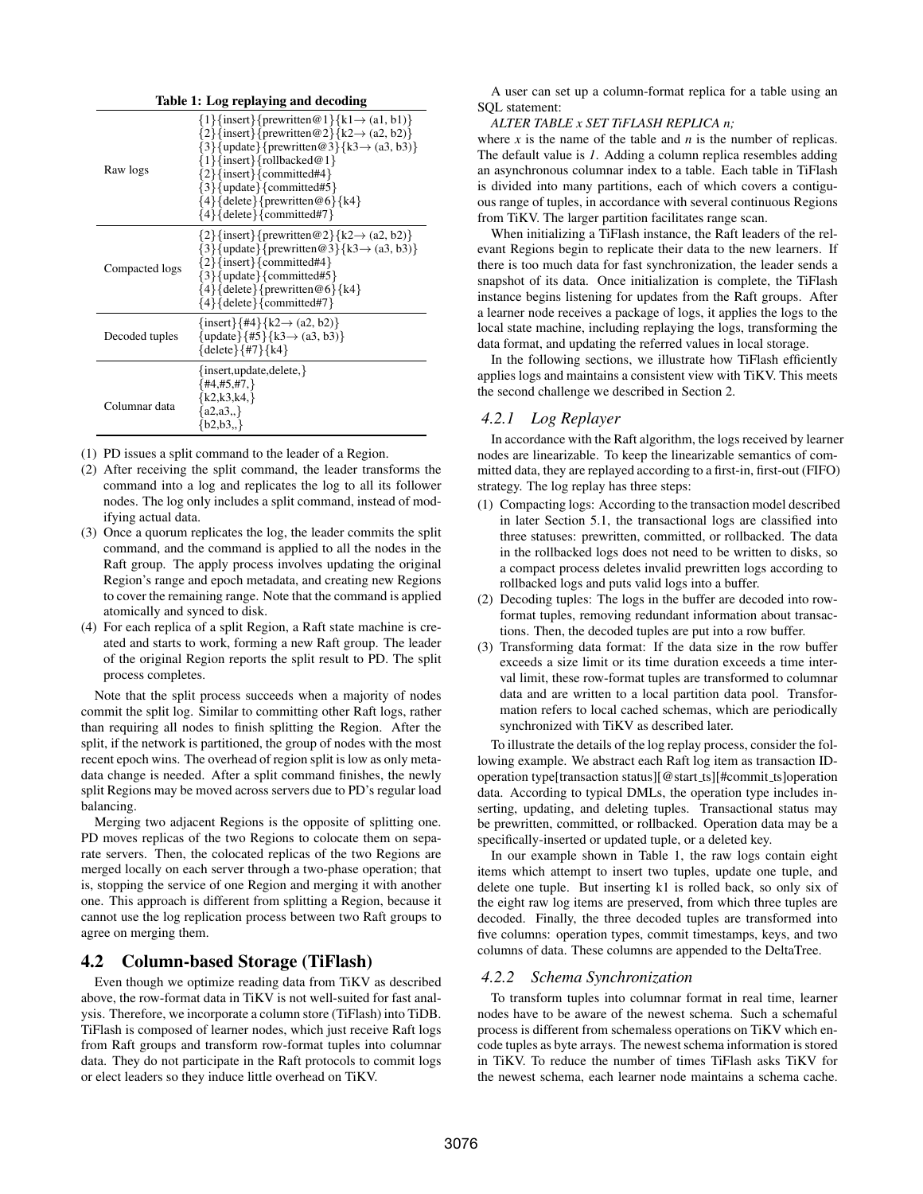**Table 1: Log replaying and decoding**

| | |
|---|---|
| Raw logs | {1}{insert}{prewritten@1}{k1→ (a1, b1)}<br>{2}{insert}{prewritten@2}{k2→ (a2, b2)}<br>{3}{update}{prewritten@3}{k3→ (a3, b3)}<br>{1}{insert}{rollbacked@1}<br>{2}{insert}{committed#4}<br>{3}{update}{committed#5}<br>{4}{delete}{prewritten@6}{k4}<br>{4}{delete}{committed#7} |
| Compacted logs | {2}{insert}{prewritten@2}{k2→ (a2, b2)}<br>{3}{update}{prewritten@3}{k3→ (a3, b3)}<br>{2}{insert}{committed#4}<br>{3}{update}{committed#5}<br>{4}{delete}{prewritten@6}{k4}<br>{4}{delete}{committed#7} |
| Decoded tuples | {insert}{#4}{k2→ (a2, b2)}<br>{update}{#5}{k3→ (a3, b3)}<br>{delete}{#7}{k4} |
| Columnar data | {insert,update,delete,}<br>{#4,#5,#7,}<br>{k2,k3,k4,}<br>{a2,a3,,}<br>{b2,b3,,} |

(1) PD issues a split command to the leader of a Region.
(2) After receiving the split command, the leader transforms the command into a log and replicates the log to all its follower nodes. The log only includes a split command, instead of modifying actual data.
(3) Once a quorum replicates the log, the leader commits the split command, and the command is applied to all the nodes in the Raft group. The apply process involves updating the original Region's range and epoch metadata, and creating new Regions to cover the remaining range. Note that the command is applied atomically and synced to disk.
(4) For each replica of a split Region, a Raft state machine is created and starts to work, forming a new Raft group. The leader of the original Region reports the split result to PD. The split process completes.

Note that the split process succeeds when a majority of nodes commit the split log. Similar to committing other Raft logs, rather than requiring all nodes to finish splitting the Region. After the split, if the network is partitioned, the group of nodes with the most recent epoch wins. The overhead of region split is low as only metadata change is needed. After a split command finishes, the newly split Regions may be moved across servers due to PD's regular load balancing.

Merging two adjacent Regions is the opposite of splitting one. PD moves replicas of the two Regions to colocate them on separate servers. Then, the colocated replicas of the two Regions are merged locally on each server through a two-phase operation; that is, stopping the service of one Region and merging it with another one. This approach is different from splitting a Region, because it cannot use the log replication process between two Raft groups to agree on merging them.

## 4.2 Column-based Storage (TiFlash)

Even though we optimize reading data from TiKV as described above, the row-format data in TiKV is not well-suited for fast analysis. Therefore, we incorporate a column store (TiFlash) into TiDB. TiFlash is composed of learner nodes, which just receive Raft logs from Raft groups and transform row-format tuples into columnar data. They do not participate in the Raft protocols to commit logs or elect leaders so they induce little overhead on TiKV.

A user can set up a column-format replica for a table using an SQL statement:

*ALTER TABLE x SET TiFLASH REPLICA n;*

where *x* is the name of the table and *n* is the number of replicas. The default value is *1*. Adding a column replica resembles adding an asynchronous columnar index to a table. Each table in TiFlash is divided into many partitions, each of which covers a contiguous range of tuples, in accordance with several continuous Regions from TiKV. The larger partition facilitates range scan.

When initializing a TiFlash instance, the Raft leaders of the relevant Regions begin to replicate their data to the new learners. If there is too much data for fast synchronization, the leader sends a snapshot of its data. Once initialization is complete, the TiFlash instance begins listening for updates from the Raft groups. After a learner node receives a package of logs, it applies the logs to the local state machine, including replaying the logs, transforming the data format, and updating the referred values in local storage.

In the following sections, we illustrate how TiFlash efficiently applies logs and maintains a consistent view with TiKV. This meets the second challenge we described in Section 2.

### 4.2.1 Log Replayer

In accordance with the Raft algorithm, the logs received by learner nodes are linearizable. To keep the linearizable semantics of committed data, they are replayed according to a first-in, first-out (FIFO) strategy. The log replay has three steps:

(1) Compacting logs: According to the transaction model described in later Section 5.1, the transactional logs are classified into three statuses: prewritten, committed, or rollbacked. The data in the rollbacked logs does not need to be written to disks, so a compact process deletes invalid prewritten logs according to rollbacked logs and puts valid logs into a buffer.
(2) Decoding tuples: The logs in the buffer are decoded into row-format tuples, removing redundant information about transactions. Then, the decoded tuples are put into a row buffer.
(3) Transforming data format: If the data size in the row buffer exceeds a size limit or its time duration exceeds a time interval limit, these row-format tuples are transformed to columnar data and are written to a local partition data pool. Transformation refers to local cached schemas, which are periodically synchronized with TiKV as described later.

To illustrate the details of the log replay process, consider the following example. We abstract each Raft log item as transaction ID-operation type[transaction status][@start_ts][#commit_ts]operation data. According to typical DMLs, the operation type includes inserting, updating, and deleting tuples. Transactional status may be prewritten, committed, or rollbacked. Operation data may be a specifically-inserted or updated tuple, or a deleted key.

In our example shown in Table 1, the raw logs contain eight items which attempt to insert two tuples, update one tuple, and delete one tuple. But inserting k1 is rolled back, so only six of the eight raw log items are preserved, from which three tuples are decoded. Finally, the three decoded tuples are transformed into five columns: operation types, commit timestamps, keys, and two columns of data. These columns are appended to the DeltaTree.

### 4.2.2 Schema Synchronization

To transform tuples into columnar format in real time, learner nodes have to be aware of the newest schema. Such a schemaful process is different from schemaless operations on TiKV which encode tuples as byte arrays. The newest schema information is stored in TiKV. To reduce the number of times TiFlash asks TiKV for the newest schema, each learner node maintains a schema cache.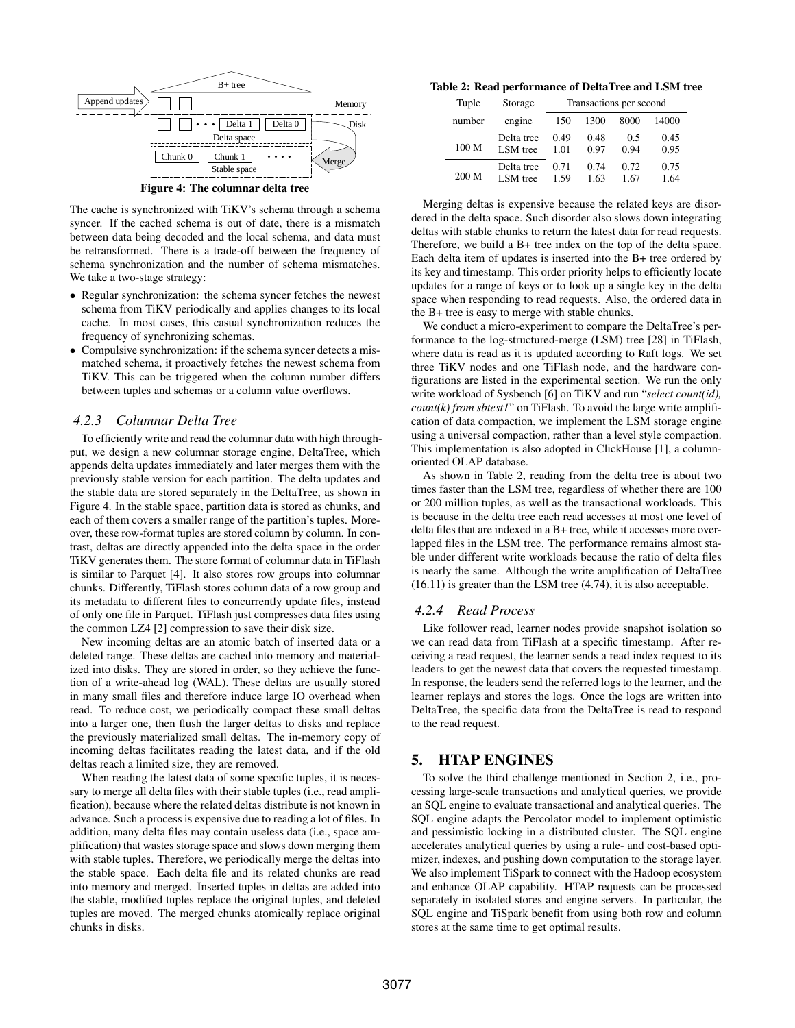Figure 4: The columnar delta tree

The cache is synchronized with TiKV's schema through a schema syncer. If the cached schema is out of date, there is a mismatch between data being decoded and the local schema, and data must be retransformed. There is a trade-off between the frequency of schema synchronization and the number of schema mismatches. We take a two-stage strategy:

- Regular synchronization: the schema syncer fetches the newest schema from TiKV periodically and applies changes to its local cache. In most cases, this casual synchronization reduces the frequency of synchronizing schemas.
- Compulsive synchronization: if the schema syncer detects a mismatched schema, it proactively fetches the newest schema from TiKV. This can be triggered when the column number differs between tuples and schemas or a column value overflows.

### 4.2.3 Columnar Delta Tree

To efficiently write and read the columnar data with high throughput, we design a new columnar storage engine, DeltaTree, which appends delta updates immediately and later merges them with the previously stable version for each partition. The delta updates and the stable data are stored separately in the DeltaTree, as shown in Figure 4. In the stable space, partition data is stored as chunks, and each of them covers a smaller range of the partition's tuples. Moreover, these row-format tuples are stored column by column. In contrast, deltas are directly appended into the delta space in the order TiKV generates them. The store format of columnar data in TiFlash is similar to Parquet [4]. It also stores row groups into columnar chunks. Differently, TiFlash stores column data of a row group and its metadata to different files to concurrently update files, instead of only one file in Parquet. TiFlash just compresses data files using the common LZ4 [2] compression to save their disk size.

New incoming deltas are an atomic batch of inserted data or a deleted range. These deltas are cached into memory and materialized into disks. They are stored in order, so they achieve the function of a write-ahead log (WAL). These deltas are usually stored in many small files and therefore induce large IO overhead when read. To reduce cost, we periodically compact these small deltas into a larger one, then flush the larger deltas to disks and replace the previously materialized small deltas. The in-memory copy of incoming deltas facilitates reading the latest data, and if the old deltas reach a limited size, they are removed.

When reading the latest data of some specific tuples, it is necessary to merge all delta files with their stable tuples (i.e., read amplification), because where the related deltas distribute is not known in advance. Such a process is expensive due to reading a lot of files. In addition, many delta files may contain useless data (i.e., space amplification) that wastes storage space and slows down merging them with stable tuples. Therefore, we periodically merge the deltas into the stable space. Each delta file and its related chunks are read into memory and merged. Inserted tuples in deltas are added into the stable, modified tuples replace the original tuples, and deleted tuples are moved. The merged chunks atomically replace original chunks in disks.

**Table 2: Read performance of DeltaTree and LSM tree**

| Tuple number | Storage engine | Transactions per second | | | |
|---|---|---|---|---|---|
| | | 150 | 1300 | 8000 | 14000 |
| 100 M | Delta tree | 0.49 | 0.48 | 0.5 | 0.45 |
| | LSM tree | 1.01 | 0.97 | 0.94 | 0.95 |
| 200 M | Delta tree | 0.71 | 0.74 | 0.72 | 0.75 |
| | LSM tree | 1.59 | 1.63 | 1.67 | 1.64 |

Merging deltas is expensive because the related keys are disordered in the delta space. Such disorder also slows down integrating deltas with stable chunks to return the latest data for read requests. Therefore, we build a B+ tree index on the top of the delta space. Each delta item of updates is inserted into the B+ tree ordered by its key and timestamp. This order priority helps to efficiently locate updates for a range of keys or to look up a single key in the delta space when responding to read requests. Also, the ordered data in the B+ tree is easy to merge with stable chunks.

We conduct a micro-experiment to compare the DeltaTree's performance to the log-structured-merge (LSM) tree [28] in TiFlash, where data is read as it is updated according to Raft logs. We set three TiKV nodes and one TiFlash node, and the hardware configurations are listed in the experimental section. We run the only write workload of Sysbench [6] on TiKV and run "*select count(id), count(k) from sbtest1*" on TiFlash. To avoid the large write amplification of data compaction, we implement the LSM storage engine using a universal compaction, rather than a level style compaction. This implementation is also adopted in ClickHouse [1], a column-oriented OLAP database.

As shown in Table 2, reading from the delta tree is about two times faster than the LSM tree, regardless of whether there are 100 or 200 million tuples, as well as the transactional workloads. This is because in the delta tree each read accesses at most one level of delta files that are indexed in a B+ tree, while it accesses more overlapped files in the LSM tree. The performance remains almost stable under different write workloads because the ratio of delta files is nearly the same. Although the write amplification of DeltaTree (16.11) is greater than the LSM tree (4.74), it is also acceptable.

### 4.2.4 Read Process

Like follower read, learner nodes provide snapshot isolation so we can read data from TiFlash at a specific timestamp. After receiving a read request, the learner sends a read index request to its leaders to get the newest data that covers the requested timestamp. In response, the leaders send the referred logs to the learner, and the learner replays and stores the logs. Once the logs are written into DeltaTree, the specific data from the DeltaTree is read to respond to the read request.

## 5. HTAP ENGINES

To solve the third challenge mentioned in Section 2, i.e., processing large-scale transactions and analytical queries, we provide an SQL engine to evaluate transactional and analytical queries. The SQL engine adapts the Percolator model to implement optimistic and pessimistic locking in a distributed cluster. The SQL engine accelerates analytical queries by using a rule- and cost-based optimizer, indexes, and pushing down computation to the storage layer. We also implement TiSpark to connect with the Hadoop ecosystem and enhance OLAP capability. HTAP requests can be processed separately in isolated stores and engine servers. In particular, the SQL engine and TiSpark benefit from using both row and column stores at the same time to get optimal results.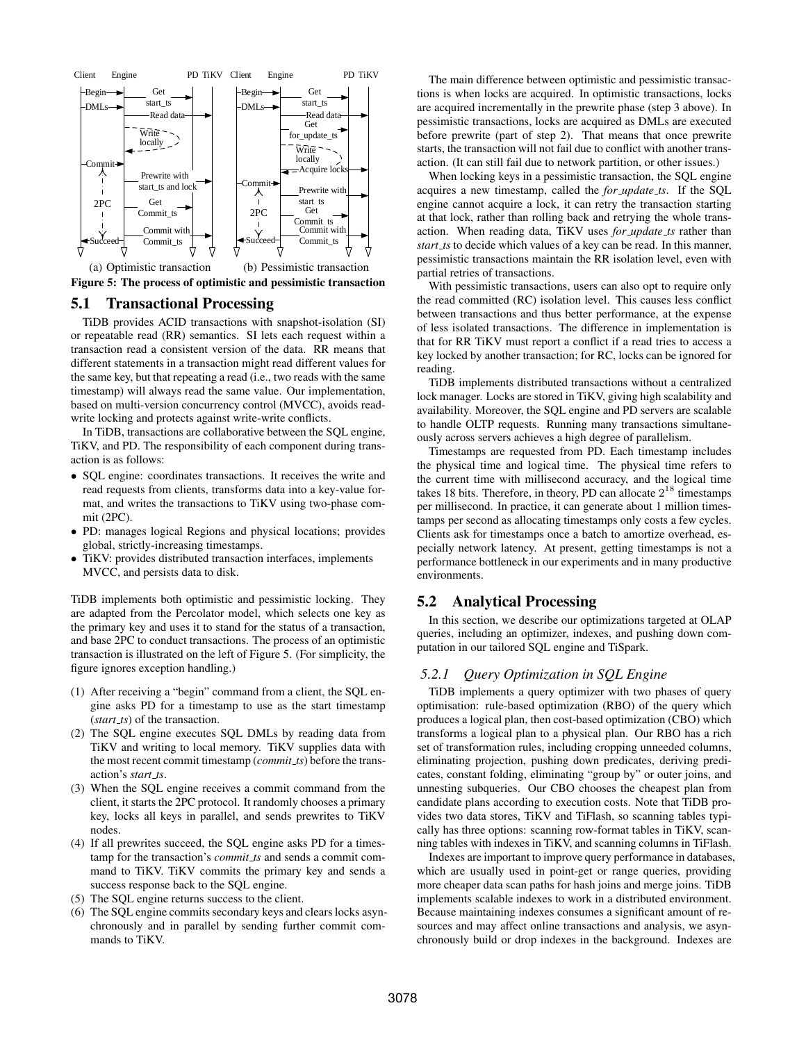(a) Optimistic transaction (b) Pessimistic transaction

**Figure 5: The process of optimistic and pessimistic transaction**

## 5.1 Transactional Processing

TiDB provides ACID transactions with snapshot-isolation (SI) or repeatable read (RR) semantics. SI lets each request within a transaction read a consistent version of the data. RR means that different statements in a transaction might read different values for the same key, but that repeating a read (i.e., two reads with the same timestamp) will always read the same value. Our implementation, based on multi-version concurrency control (MVCC), avoids read-write locking and protects against write-write conflicts.

In TiDB, transactions are collaborative between the SQL engine, TiKV, and PD. The responsibility of each component during transaction is as follows:

- SQL engine: coordinates transactions. It receives the write and read requests from clients, transforms data into a key-value format, and writes the transactions to TiKV using two-phase commit (2PC).
- PD: manages logical Regions and physical locations; provides global, strictly-increasing timestamps.
- TiKV: provides distributed transaction interfaces, implements MVCC, and persists data to disk.

TiDB implements both optimistic and pessimistic locking. They are adapted from the Percolator model, which selects one key as the primary key and uses it to stand for the status of a transaction, and base 2PC to conduct transactions. The process of an optimistic transaction is illustrated on the left of Figure 5. (For simplicity, the figure ignores exception handling.)

(1) After receiving a "begin" command from a client, the SQL engine asks PD for a timestamp to use as the start timestamp (*start_ts*) of the transaction.
(2) The SQL engine executes SQL DMLs by reading data from TiKV and writing to local memory. TiKV supplies data with the most recent commit timestamp (*commit_ts*) before the transaction's *start_ts*.
(3) When the SQL engine receives a commit command from the client, it starts the 2PC protocol. It randomly chooses a primary key, locks all keys in parallel, and sends prewrites to TiKV nodes.
(4) If all prewrites succeed, the SQL engine asks PD for a timestamp for the transaction's *commit_ts* and sends a commit command to TiKV. TiKV commits the primary key and sends a success response back to the SQL engine.
(5) The SQL engine returns success to the client.
(6) The SQL engine commits secondary keys and clears locks asynchronously and in parallel by sending further commit commands to TiKV.

The main difference between optimistic and pessimistic transactions is when locks are acquired. In optimistic transactions, locks are acquired incrementally in the prewrite phase (step 3 above). In pessimistic transactions, locks are acquired as DMLs are executed before prewrite (part of step 2). That means that once prewrite starts, the transaction will not fail due to conflict with another transaction. (It can still fail due to network partition, or other issues.)

When locking keys in a pessimistic transaction, the SQL engine acquires a new timestamp, called the *for_update_ts*. If the SQL engine cannot acquire a lock, it can retry the transaction starting at that lock, rather than rolling back and retrying the whole transaction. When reading data, TiKV uses *for_update_ts* rather than *start_ts* to decide which values of a key can be read. In this manner, pessimistic transactions maintain the RR isolation level, even with partial retries of transactions.

With pessimistic transactions, users can also opt to require only the read committed (RC) isolation level. This causes less conflict between transactions and thus better performance, at the expense of less isolated transactions. The difference in implementation is that for RR TiKV must report a conflict if a read tries to access a key locked by another transaction; for RC, locks can be ignored for reading.

TiDB implements distributed transactions without a centralized lock manager. Locks are stored in TiKV, giving high scalability and availability. Moreover, the SQL engine and PD servers are scalable to handle OLTP requests. Running many transactions simultaneously across servers achieves a high degree of parallelism.

Timestamps are requested from PD. Each timestamp includes the physical time and logical time. The physical time refers to the current time with millisecond accuracy, and the logical time takes 18 bits. Therefore, in theory, PD can allocate $2^{18}$ timestamps per millisecond. In practice, it can generate about 1 million timestamps per second as allocating timestamps only costs a few cycles. Clients ask for timestamps once a batch to amortize overhead, especially network latency. At present, getting timestamps is not a performance bottleneck in our experiments and in many productive environments.

## 5.2 Analytical Processing

In this section, we describe our optimizations targeted at OLAP queries, including an optimizer, indexes, and pushing down computation in our tailored SQL engine and TiSpark.

### 5.2.1 Query Optimization in SQL Engine

TiDB implements a query optimizer with two phases of query optimisation: rule-based optimization (RBO) of the query which produces a logical plan, then cost-based optimization (CBO) which transforms a logical plan to a physical plan. Our RBO has a rich set of transformation rules, including cropping unneeded columns, eliminating projection, pushing down predicates, deriving predicates, constant folding, eliminating "group by" or outer joins, and unnesting subqueries. Our CBO chooses the cheapest plan from candidate plans according to execution costs. Note that TiDB provides two data stores, TiKV and TiFlash, so scanning tables typically has three options: scanning row-format tables in TiKV, scanning tables with indexes in TiKV, and scanning columns in TiFlash.

Indexes are important to improve query performance in databases, which are usually used in point-get or range queries, providing more cheaper data scan paths for hash joins and merge joins. TiDB implements scalable indexes to work in a distributed environment. Because maintaining indexes consumes a significant amount of resources and may affect online transactions and analysis, we asynchronously build or drop indexes in the background. Indexes are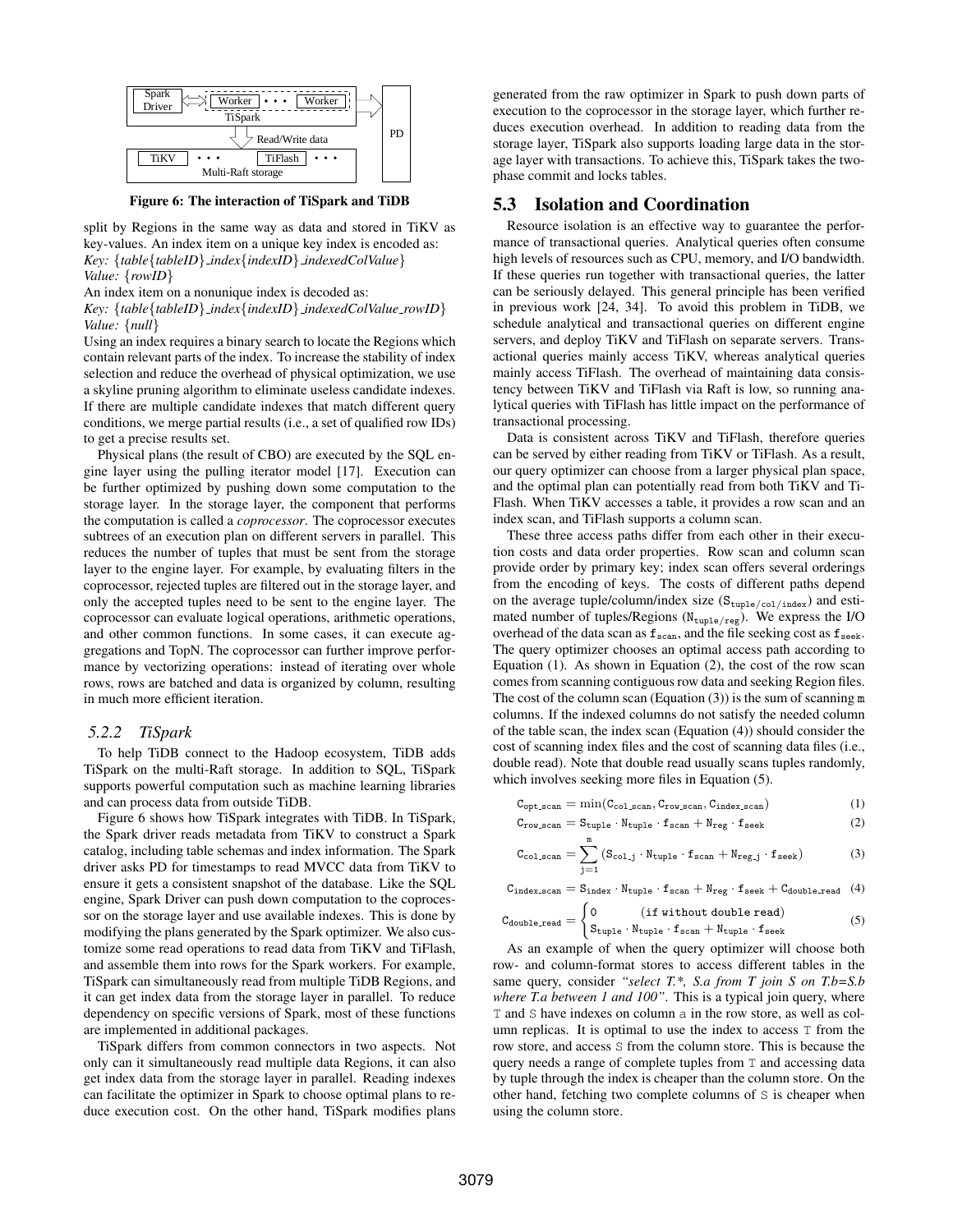Figure 6: The interaction of TiSpark and TiDB

split by Regions in the same way as data and stored in TiKV as key-values. An index item on a unique key index is encoded as:
*Key:* {*table*{*tableID*}*\_index*{*indexID*}*\_indexedColValue*}
*Value:* {*rowID*}
An index item on a nonunique index is decoded as:
*Key:* {*table*{*tableID*}*\_index*{*indexID*}*\_indexedColValue\_rowID*}
*Value:* {*null*}
Using an index requires a binary search to locate the Regions which contain relevant parts of the index. To increase the stability of index selection and reduce the overhead of physical optimization, we use a skyline pruning algorithm to eliminate useless candidate indexes. If there are multiple candidate indexes that match different query conditions, we merge partial results (i.e., a set of qualified row IDs) to get a precise results set.

Physical plans (the result of CBO) are executed by the SQL engine layer using the pulling iterator model [17]. Execution can be further optimized by pushing down some computation to the storage layer. In the storage layer, the component that performs the computation is called a *coprocessor*. The coprocessor executes subtrees of an execution plan on different servers in parallel. This reduces the number of tuples that must be sent from the storage layer to the engine layer. For example, by evaluating filters in the coprocessor, rejected tuples are filtered out in the storage layer, and only the accepted tuples need to be sent to the engine layer. The coprocessor can evaluate logical operations, arithmetic operations, and other common functions. In some cases, it can execute aggregations and TopN. The coprocessor can further improve performance by vectorizing operations: instead of iterating over whole rows, rows are batched and data is organized by column, resulting in much more efficient iteration.

### 5.2.2 TiSpark

To help TiDB connect to the Hadoop ecosystem, TiDB adds TiSpark on the multi-Raft storage. In addition to SQL, TiSpark supports powerful computation such as machine learning libraries and can process data from outside TiDB.

Figure 6 shows how TiSpark integrates with TiDB. In TiSpark, the Spark driver reads metadata from TiKV to construct a Spark catalog, including table schemas and index information. The Spark driver asks PD for timestamps to read MVCC data from TiKV to ensure it gets a consistent snapshot of the database. Like the SQL engine, Spark Driver can push down computation to the coprocessor on the storage layer and use available indexes. This is done by modifying the plans generated by the Spark optimizer. We also customize some read operations to read data from TiKV and TiFlash, and assemble them into rows for the Spark workers. For example, TiSpark can simultaneously read from multiple TiDB Regions, and it can get index data from the storage layer in parallel. To reduce dependency on specific versions of Spark, most of these functions are implemented in additional packages.

TiSpark differs from common connectors in two aspects. Not only can it simultaneously read multiple data Regions, it can also get index data from the storage layer in parallel. Reading indexes can facilitate the optimizer in Spark to choose optimal plans to reduce execution cost. On the other hand, TiSpark modifies plans generated from the raw optimizer in Spark to push down parts of execution to the coprocessor in the storage layer, which further reduces execution overhead. In addition to reading data from the storage layer, TiSpark also supports loading large data in the storage layer with transactions. To achieve this, TiSpark takes the two-phase commit and locks tables.

## 5.3 Isolation and Coordination

Resource isolation is an effective way to guarantee the performance of transactional queries. Analytical queries often consume high levels of resources such as CPU, memory, and I/O bandwidth. If these queries run together with transactional queries, the latter can be seriously delayed. This general principle has been verified in previous work [24, 34]. To avoid this problem in TiDB, we schedule analytical and transactional queries on different engine servers, and deploy TiKV and TiFlash on separate servers. Transactional queries mainly access TiKV, whereas analytical queries mainly access TiFlash. The overhead of maintaining data consistency between TiKV and TiFlash via Raft is low, so running analytical queries with TiFlash has little impact on the performance of transactional processing.

Data is consistent across TiKV and TiFlash, therefore queries can be served by either reading from TiKV or TiFlash. As a result, our query optimizer can choose from a larger physical plan space, and the optimal plan can potentially read from both TiKV and TiFlash. When TiKV accesses a table, it provides a row scan and an index scan, and TiFlash supports a column scan.

These three access paths differ from each other in their execution costs and data order properties. Row scan and column scan provide order by primary key; index scan offers several orderings from the encoding of keys. The costs of different paths depend on the average tuple/column/index size ($S_{tuple/col/index}$) and estimated number of tuples/Regions ($N_{tuple/reg}$). We express the I/O overhead of the data scan as $f_{scan}$, and the file seeking cost as $f_{seek}$. The query optimizer chooses an optimal access path according to Equation (1). As shown in Equation (2), the cost of the row scan comes from scanning contiguous row data and seeking Region files. The cost of the column scan (Equation (3)) is the sum of scanning m columns. If the indexed columns do not satisfy the needed column of the table scan, the index scan (Equation (4)) should consider the cost of scanning index files and the cost of scanning data files (i.e., double read). Note that double read usually scans tuples randomly, which involves seeking more files in Equation (5).

$$C_{opt\_scan} = \min(C_{col\_scan}, C_{row\_scan}, C_{index\_scan}) \tag{1}$$

$$C_{row\_scan} = S_{tuple} \cdot N_{tuple} \cdot f_{scan} + N_{reg} \cdot f_{seek} \tag{2}$$

$$C_{col\_scan} = \sum_{j=1}^{m} (S_{col\_j} \cdot N_{tuple} \cdot f_{scan} + N_{reg\_j} \cdot f_{seek}) \tag{3}$$

$$C_{index\_scan} = S_{index} \cdot N_{tuple} \cdot f_{scan} + N_{reg} \cdot f_{seek} + C_{double\_read} \tag{4}$$

$$C_{double\_read} = \begin{cases} 0 & \text{(if without double read)} \\ S_{tuple} \cdot N_{tuple} \cdot f_{scan} + N_{tuple} \cdot f_{seek} \end{cases} \tag{5}$$

As an example of when the query optimizer will choose both row- and column-format stores to access different tables in the same query, consider *"select T.\*, S.a from T join S on T.b=S.b where T.a between 1 and 100"*. This is a typical join query, where T and S have indexes on column a in the row store, as well as column replicas. It is optimal to use the index to access T from the row store, and access S from the column store. This is because the query needs a range of complete tuples from T and accessing data by tuple through the index is cheaper than the column store. On the other hand, fetching two complete columns of S is cheaper when using the column store.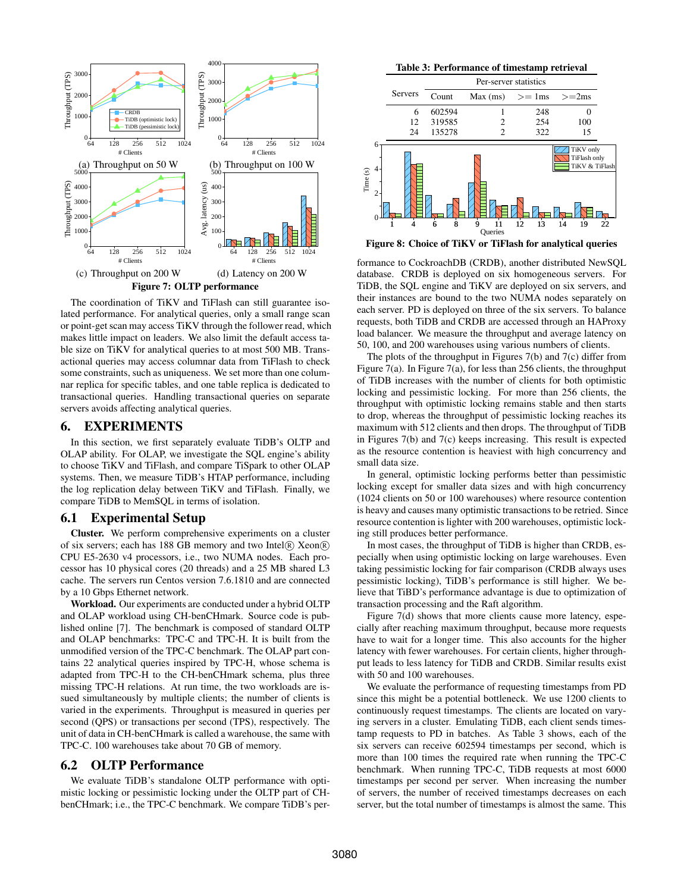Figure 7: OLTP performance

(a) Throughput on 50 W (b) Throughput on 100 W (c) Throughput on 200 W (d) Latency on 200 W

The coordination of TiKV and TiFlash can still guarantee isolated performance. For analytical queries, only a small range scan or point-get scan may access TiKV through the follower read, which makes little impact on leaders. We also limit the default access table size on TiKV for analytical queries to at most 500 MB. Transactional queries may access columnar data from TiFlash to check some constraints, such as uniqueness. We set more than one columnar replica for specific tables, and one table replica is dedicated to transactional queries. Handling transactional queries on separate servers avoids affecting analytical queries.

## 6. EXPERIMENTS

In this section, we first separately evaluate TiDB's OLTP and OLAP ability. For OLAP, we investigate the SQL engine's ability to choose TiKV and TiFlash, and compare TiSpark to other OLAP systems. Then, we measure TiDB's HTAP performance, including the log replication delay between TiKV and TiFlash. Finally, we compare TiDB to MemSQL in terms of isolation.

### 6.1 Experimental Setup

**Cluster.** We perform comprehensive experiments on a cluster of six servers; each has 188 GB memory and two Intel® Xeon® CPU E5-2630 v4 processors, i.e., two NUMA nodes. Each processor has 10 physical cores (20 threads) and a 25 MB shared L3 cache. The servers run Centos version 7.6.1810 and are connected by a 10 Gbps Ethernet network.

**Workload.** Our experiments are conducted under a hybrid OLTP and OLAP workload using CH-benCHmark. Source code is published online [7]. The benchmark is composed of standard OLTP and OLAP benchmarks: TPC-C and TPC-H. It is built from the unmodified version of the TPC-C benchmark. The OLAP part contains 22 analytical queries inspired by TPC-H, whose schema is adapted from TPC-H to the CH-benCHmark schema, plus three missing TPC-H relations. At run time, the two workloads are issued simultaneously by multiple clients; the number of clients is varied in the experiments. Throughput is measured in queries per second (QPS) or transactions per second (TPS), respectively. The unit of data in CH-benCHmark is called a warehouse, the same with TPC-C. 100 warehouses take about 70 GB of memory.

### 6.2 OLTP Performance

We evaluate TiDB's standalone OLTP performance with optimistic locking or pessimistic locking under the OLTP part of CH-benCHmark; i.e., the TPC-C benchmark. We compare TiDB's performance to CockroachDB (CRDB), another distributed NewSQL database. CRDB is deployed on six homogeneous servers. For TiDB, the SQL engine and TiKV are deployed on six servers, and their instances are bound to the two NUMA nodes separately on each server. PD is deployed on three of the six servers. To balance requests, both TiDB and CRDB are accessed through an HAProxy load balancer. We measure the throughput and average latency on 50, 100, and 200 warehouses using various numbers of clients.

The plots of the throughput in Figures 7(b) and 7(c) differ from Figure 7(a). In Figure 7(a), for less than 256 clients, the throughput of TiDB increases with the number of clients for both optimistic locking and pessimistic locking. For more than 256 clients, the throughput with optimistic locking remains stable and then starts to drop, whereas the throughput of pessimistic locking reaches its maximum with 512 clients and then drops. The throughput of TiDB in Figures 7(b) and 7(c) keeps increasing. This result is expected as the resource contention is heaviest with high concurrency and small data size.

In general, optimistic locking performs better than pessimistic locking except for smaller data sizes and with high concurrency (1024 clients on 50 or 100 warehouses) where resource contention is heavy and causes many optimistic transactions to be retried. Since resource contention is lighter with 200 warehouses, optimistic locking still produces better performance.

In most cases, the throughput of TiDB is higher than CRDB, especially when using optimistic locking on large warehouses. Even taking pessimistic locking for fair comparison (CRDB always uses pessimistic locking), TiDB's performance is still higher. We believe that TiBD's performance advantage is due to optimization of transaction processing and the Raft algorithm.

Figure 7(d) shows that more clients cause more latency, especially after reaching maximum throughput, because more requests have to wait for a longer time. This also accounts for the higher latency with fewer warehouses. For certain clients, higher throughput leads to less latency for TiDB and CRDB. Similar results exist with 50 and 100 warehouses.

We evaluate the performance of requesting timestamps from PD since this might be a potential bottleneck. We use 1200 clients to continuously request timestamps. The clients are located on varying servers in a cluster. Emulating TiDB, each client sends timestamp requests to PD in batches. As Table 3 shows, each of the six servers can receive 602594 timestamps per second, which is more than 100 times the required rate when running the TPC-C benchmark. When running TPC-C, TiDB requests at most 6000 timestamps per second per server. When increasing the number of servers, the number of received timestamps decreases on each server, but the total number of timestamps is almost the same. This

**Table 3: Performance of timestamp retrieval**

| Servers | Per-server statistics | | | |
|---|---|---|---|---|
| | Count | Max (ms) | >= 1ms | >=2ms |
| 6 | 602594 | 1 | 248 | 0 |
| 12 | 319585 | 2 | 254 | 100 |
| 24 | 135278 | 2 | 322 | 15 |

Figure 8: Choice of TiKV or TiFlash for analytical queries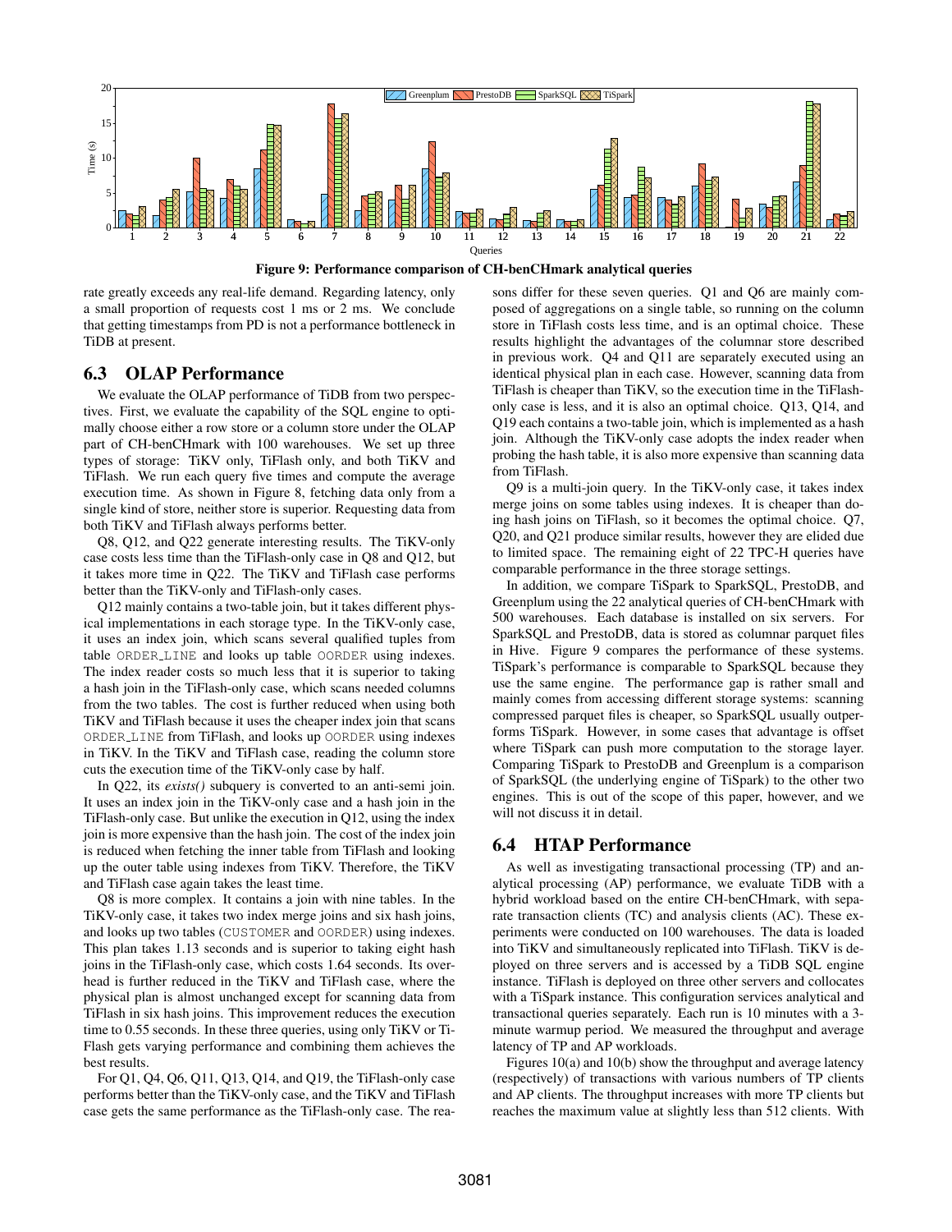Figure 9: Performance comparison of CH-benCHmark analytical queries

rate greatly exceeds any real-life demand. Regarding latency, only a small proportion of requests cost 1 ms or 2 ms. We conclude that getting timestamps from PD is not a performance bottleneck in TiDB at present.

## 6.3 OLAP Performance

We evaluate the OLAP performance of TiDB from two perspectives. First, we evaluate the capability of the SQL engine to optimally choose either a row store or a column store under the OLAP part of CH-benCHmark with 100 warehouses. We set up three types of storage: TiKV only, TiFlash only, and both TiKV and TiFlash. We run each query five times and compute the average execution time. As shown in Figure 8, fetching data only from a single kind of store, neither store is superior. Requesting data from both TiKV and TiFlash always performs better.

Q8, Q12, and Q22 generate interesting results. The TiKV-only case costs less time than the TiFlash-only case in Q8 and Q12, but it takes more time in Q22. The TiKV and TiFlash case performs better than the TiKV-only and TiFlash-only cases.

Q12 mainly contains a two-table join, but it takes different physical implementations in each storage type. In the TiKV-only case, it uses an index join, which scans several qualified tuples from table ORDER_LINE and looks up table OORDER using indexes. The index reader costs so much less that it is superior to taking a hash join in the TiFlash-only case, which scans needed columns from the two tables. The cost is further reduced when using both TiKV and TiFlash because it uses the cheaper index join that scans ORDER_LINE from TiFlash, and looks up OORDER using indexes in TiKV. In the TiKV and TiFlash case, reading the column store cuts the execution time of the TiKV-only case by half.

In Q22, its *exists()* subquery is converted to an anti-semi join. It uses an index join in the TiKV-only case and a hash join in the TiFlash-only case. But unlike the execution in Q12, using the index join is more expensive than the hash join. The cost of the index join is reduced when fetching the inner table from TiFlash and looking up the outer table using indexes from TiKV. Therefore, the TiKV and TiFlash case again takes the least time.

Q8 is more complex. It contains a join with nine tables. In the TiKV-only case, it takes two index merge joins and six hash joins, and looks up two tables (CUSTOMER and OORDER) using indexes. This plan takes 1.13 seconds and is superior to taking eight hash joins in the TiFlash-only case, which costs 1.64 seconds. Its overhead is further reduced in the TiKV and TiFlash case, where the physical plan is almost unchanged except for scanning data from TiFlash in six hash joins. This improvement reduces the execution time to 0.55 seconds. In these three queries, using only TiKV or TiFlash gets varying performance and combining them achieves the best results.

For Q1, Q4, Q6, Q11, Q13, Q14, and Q19, the TiFlash-only case performs better than the TiKV-only case, and the TiKV and TiFlash case gets the same performance as the TiFlash-only case. The reasons differ for these seven queries. Q1 and Q6 are mainly composed of aggregations on a single table, so running on the column store in TiFlash costs less time, and is an optimal choice. These results highlight the advantages of the columnar store described in previous work. Q4 and Q11 are separately executed using an identical physical plan in each case. However, scanning data from TiFlash is cheaper than TiKV, so the execution time in the TiFlash-only case is less, and it is also an optimal choice. Q13, Q14, and Q19 each contains a two-table join, which is implemented as a hash join. Although the TiKV-only case adopts the index reader when probing the hash table, it is also more expensive than scanning data from TiFlash.

Q9 is a multi-join query. In the TiKV-only case, it takes index merge joins on some tables using indexes. It is cheaper than doing hash joins on TiFlash, so it becomes the optimal choice. Q7, Q20, and Q21 produce similar results, however they are elided due to limited space. The remaining eight of 22 TPC-H queries have comparable performance in the three storage settings.

In addition, we compare TiSpark to SparkSQL, PrestoDB, and Greenplum using the 22 analytical queries of CH-benCHmark with 500 warehouses. Each database is installed on six servers. For SparkSQL and PrestoDB, data is stored as columnar parquet files in Hive. Figure 9 compares the performance of these systems. TiSpark's performance is comparable to SparkSQL because they use the same engine. The performance gap is rather small and mainly comes from accessing different storage systems: scanning compressed parquet files is cheaper, so SparkSQL usually outperforms TiSpark. However, in some cases that advantage is offset where TiSpark can push more computation to the storage layer. Comparing TiSpark to PrestoDB and Greenplum is a comparison of SparkSQL (the underlying engine of TiSpark) to the other two engines. This is out of the scope of this paper, however, and we will not discuss it in detail.

## 6.4 HTAP Performance

As well as investigating transactional processing (TP) and analytical processing (AP) performance, we evaluate TiDB with a hybrid workload based on the entire CH-benCHmark, with separate transaction clients (TC) and analysis clients (AC). These experiments were conducted on 100 warehouses. The data is loaded into TiKV and simultaneously replicated into TiFlash. TiKV is deployed on three servers and is accessed by a TiDB SQL engine instance. TiFlash is deployed on three other servers and collocates with a TiSpark instance. This configuration services analytical and transactional queries separately. Each run is 10 minutes with a 3-minute warmup period. We measured the throughput and average latency of TP and AP workloads.

Figures 10(a) and 10(b) show the throughput and average latency (respectively) of transactions with various numbers of TP clients and AP clients. The throughput increases with more TP clients but reaches the maximum value at slightly less than 512 clients. With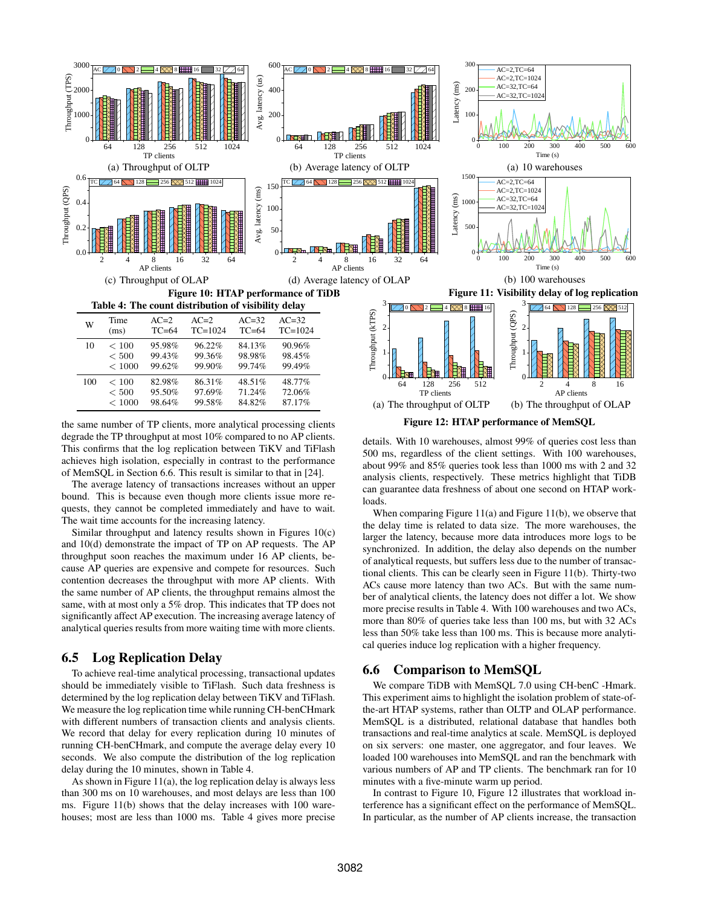Figure 10: HTAP performance of TiDB

(a) Throughput of OLTP (b) Average latency of OLTP (c) Throughput of OLAP (d) Average latency of OLAP

Figure 11: Visibility delay of log replication

(a) 10 warehouses (b) 100 warehouses

Table 4: The count distribution of visibility delay

| W | Time (ms) | AC=2 TC=64 | AC=2 TC=1024 | AC=32 TC=64 | AC=32 TC=1024 |
|---|---|---|---|---|---|
| 10 | < 100 | 95.98% | 96.22% | 84.13% | 90.96% |
| | < 500 | 99.43% | 99.36% | 98.98% | 98.45% |
| | < 1000 | 99.62% | 99.90% | 99.74% | 99.49% |
| 100 | < 100 | 82.98% | 86.31% | 48.51% | 48.77% |
| | < 500 | 95.50% | 97.69% | 71.24% | 72.06% |
| | < 1000 | 98.64% | 99.58% | 84.82% | 87.17% |

Figure 12: HTAP performance of MemSQL

(a) The throughput of OLTP (b) The throughput of OLAP

the same number of TP clients, more analytical processing clients degrade the TP throughput at most 10% compared to no AP clients. This confirms that the log replication between TiKV and TiFlash achieves high isolation, especially in contrast to the performance of MemSQL in Section 6.6. This result is similar to that in [24].

The average latency of transactions increases without an upper bound. This is because even though more clients issue more requests, they cannot be completed immediately and have to wait. The wait time accounts for the increasing latency.

Similar throughput and latency results shown in Figures 10(c) and 10(d) demonstrate the impact of TP on AP requests. The AP throughput soon reaches the maximum under 16 AP clients, because AP queries are expensive and compete for resources. Such contention decreases the throughput with more AP clients. With the same number of AP clients, the throughput remains almost the same, with at most only a 5% drop. This indicates that TP does not significantly affect AP execution. The increasing average latency of analytical queries results from more waiting time with more clients.

## 6.5 Log Replication Delay

To achieve real-time analytical processing, transactional updates should be immediately visible to TiFlash. Such data freshness is determined by the log replication delay between TiKV and TiFlash. We measure the log replication time while running CH-benCHmark with different numbers of transaction clients and analysis clients. We record that delay for every replication during 10 minutes of running CH-benCHmark, and compute the average delay every 10 seconds. We also compute the distribution of the log replication delay during the 10 minutes, shown in Table 4.

As shown in Figure 11(a), the log replication delay is always less than 300 ms on 10 warehouses, and most delays are less than 100 ms. Figure 11(b) shows that the delay increases with 100 warehouses; most are less than 1000 ms. Table 4 gives more precise details. With 10 warehouses, almost 99% of queries cost less than 500 ms, regardless of the client settings. With 100 warehouses, about 99% and 85% queries took less than 1000 ms with 2 and 32 analysis clients, respectively. These metrics highlight that TiDB can guarantee data freshness of about one second on HTAP workloads.

When comparing Figure 11(a) and Figure 11(b), we observe that the delay time is related to data size. The more warehouses, the larger the latency, because more data introduces more logs to be synchronized. In addition, the delay also depends on the number of analytical requests, but suffers less due to the number of transactional clients. This can be clearly seen in Figure 11(b). Thirty-two ACs cause more latency than two ACs. But with the same number of analytical clients, the latency does not differ a lot. We show more precise results in Table 4. With 100 warehouses and two ACs, more than 80% of queries take less than 100 ms, but with 32 ACs less than 50% take less than 100 ms. This is because more analytical queries induce log replication with a higher frequency.

## 6.6 Comparison to MemSQL

We compare TiDB with MemSQL 7.0 using CH-benC -Hmark. This experiment aims to highlight the isolation problem of state-of-the-art HTAP systems, rather than OLTP and OLAP performance. MemSQL is a distributed, relational database that handles both transactions and real-time analytics at scale. MemSQL is deployed on six servers: one master, one aggregator, and four leaves. We loaded 100 warehouses into MemSQL and ran the benchmark with various numbers of AP and TP clients. The benchmark ran for 10 minutes with a five-minute warm up period.

In contrast to Figure 10, Figure 12 illustrates that workload interference has a significant effect on the performance of MemSQL. In particular, as the number of AP clients increase, the transaction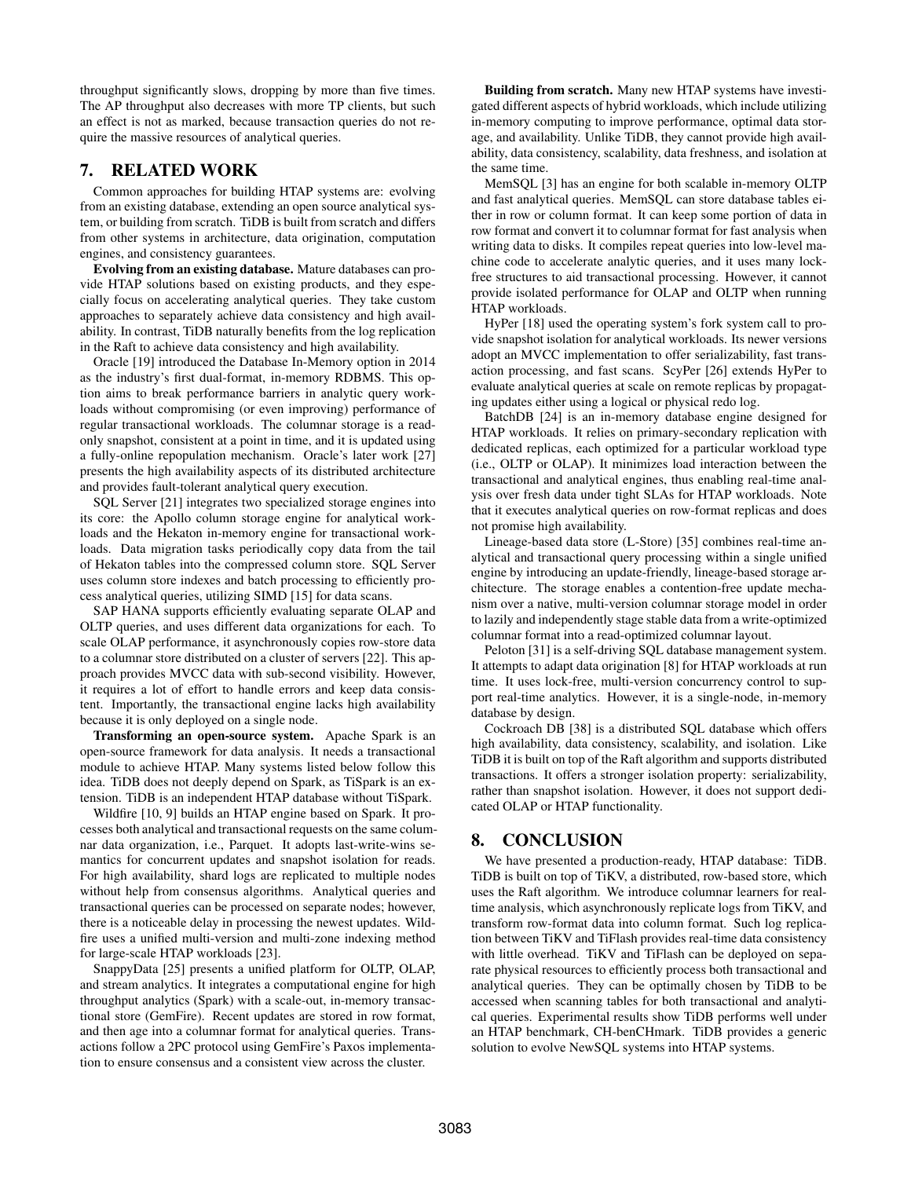throughput significantly slows, dropping by more than five times. The AP throughput also decreases with more TP clients, but such an effect is not as marked, because transaction queries do not require the massive resources of analytical queries.

## 7. RELATED WORK

Common approaches for building HTAP systems are: evolving from an existing database, extending an open source analytical system, or building from scratch. TiDB is built from scratch and differs from other systems in architecture, data origination, computation engines, and consistency guarantees.

**Evolving from an existing database.** Mature databases can provide HTAP solutions based on existing products, and they especially focus on accelerating analytical queries. They take custom approaches to separately achieve data consistency and high availability. In contrast, TiDB naturally benefits from the log replication in the Raft to achieve data consistency and high availability.

Oracle [19] introduced the Database In-Memory option in 2014 as the industry's first dual-format, in-memory RDBMS. This option aims to break performance barriers in analytic query workloads without compromising (or even improving) performance of regular transactional workloads. The columnar storage is a read-only snapshot, consistent at a point in time, and it is updated using a fully-online repopulation mechanism. Oracle's later work [27] presents the high availability aspects of its distributed architecture and provides fault-tolerant analytical query execution.

SQL Server [21] integrates two specialized storage engines into its core: the Apollo column storage engine for analytical workloads and the Hekaton in-memory engine for transactional workloads. Data migration tasks periodically copy data from the tail of Hekaton tables into the compressed column store. SQL Server uses column store indexes and batch processing to efficiently process analytical queries, utilizing SIMD [15] for data scans.

SAP HANA supports efficiently evaluating separate OLAP and OLTP queries, and uses different data organizations for each. To scale OLAP performance, it asynchronously copies row-store data to a columnar store distributed on a cluster of servers [22]. This approach provides MVCC data with sub-second visibility. However, it requires a lot of effort to handle errors and keep data consistent. Importantly, the transactional engine lacks high availability because it is only deployed on a single node.

**Transforming an open-source system.** Apache Spark is an open-source framework for data analysis. It needs a transactional module to achieve HTAP. Many systems listed below follow this idea. TiDB does not deeply depend on Spark, as TiSpark is an extension. TiDB is an independent HTAP database without TiSpark.

Wildfire [10, 9] builds an HTAP engine based on Spark. It processes both analytical and transactional requests on the same columnar data organization, i.e., Parquet. It adopts last-write-wins semantics for concurrent updates and snapshot isolation for reads. For high availability, shard logs are replicated to multiple nodes without help from consensus algorithms. Analytical queries and transactional queries can be processed on separate nodes; however, there is a noticeable delay in processing the newest updates. Wildfire uses a unified multi-version and multi-zone indexing method for large-scale HTAP workloads [23].

SnappyData [25] presents a unified platform for OLTP, OLAP, and stream analytics. It integrates a computational engine for high throughput analytics (Spark) with a scale-out, in-memory transactional store (GemFire). Recent updates are stored in row format, and then age into a columnar format for analytical queries. Transactions follow a 2PC protocol using GemFire's Paxos implementation to ensure consensus and a consistent view across the cluster.

**Building from scratch.** Many new HTAP systems have investigated different aspects of hybrid workloads, which include utilizing in-memory computing to improve performance, optimal data storage, and availability. Unlike TiDB, they cannot provide high availability, data consistency, scalability, data freshness, and isolation at the same time.

MemSQL [3] has an engine for both scalable in-memory OLTP and fast analytical queries. MemSQL can store database tables either in row or column format. It can keep some portion of data in row format and convert it to columnar format for fast analysis when writing data to disks. It compiles repeat queries into low-level machine code to accelerate analytic queries, and it uses many lock-free structures to aid transactional processing. However, it cannot provide isolated performance for OLAP and OLTP when running HTAP workloads.

HyPer [18] used the operating system's fork system call to provide snapshot isolation for analytical workloads. Its newer versions adopt an MVCC implementation to offer serializability, fast transaction processing, and fast scans. ScyPer [26] extends HyPer to evaluate analytical queries at scale on remote replicas by propagating updates either using a logical or physical redo log.

BatchDB [24] is an in-memory database engine designed for HTAP workloads. It relies on primary-secondary replication with dedicated replicas, each optimized for a particular workload type (i.e., OLTP or OLAP). It minimizes load interaction between the transactional and analytical engines, thus enabling real-time analysis over fresh data under tight SLAs for HTAP workloads. Note that it executes analytical queries on row-format replicas and does not promise high availability.

Lineage-based data store (L-Store) [35] combines real-time analytical and transactional query processing within a single unified engine by introducing an update-friendly, lineage-based storage architecture. The storage enables a contention-free update mechanism over a native, multi-version columnar storage model in order to lazily and independently stage stable data from a write-optimized columnar format into a read-optimized columnar layout.

Peloton [31] is a self-driving SQL database management system. It attempts to adapt data origination [8] for HTAP workloads at run time. It uses lock-free, multi-version concurrency control to support real-time analytics. However, it is a single-node, in-memory database by design.

Cockroach DB [38] is a distributed SQL database which offers high availability, data consistency, scalability, and isolation. Like TiDB it is built on top of the Raft algorithm and supports distributed transactions. It offers a stronger isolation property: serializability, rather than snapshot isolation. However, it does not support dedicated OLAP or HTAP functionality.

## 8. CONCLUSION

We have presented a production-ready, HTAP database: TiDB. TiDB is built on top of TiKV, a distributed, row-based store, which uses the Raft algorithm. We introduce columnar learners for real-time analysis, which asynchronously replicate logs from TiKV, and transform row-format data into column format. Such log replication between TiKV and TiFlash provides real-time data consistency with little overhead. TiKV and TiFlash can be deployed on separate physical resources to efficiently process both transactional and analytical queries. They can be optimally chosen by TiDB to be accessed when scanning tables for both transactional and analytical queries. Experimental results show TiDB performs well under an HTAP benchmark, CH-benCHmark. TiDB provides a generic solution to evolve NewSQL systems into HTAP systems.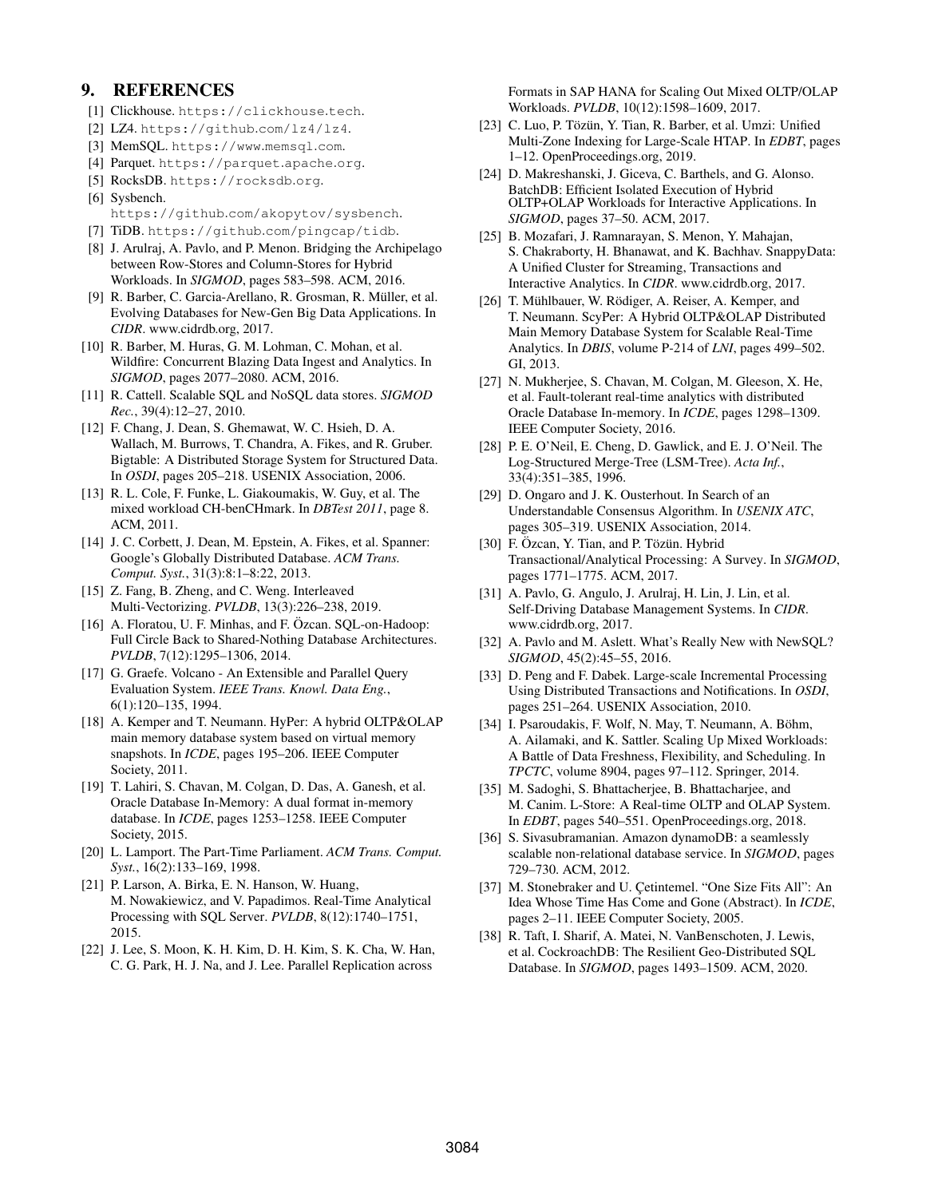## 9. REFERENCES

[1] Clickhouse. `https://clickhouse.tech`.

[2] LZ4. `https://github.com/lz4/lz4`.

[3] MemSQL. `https://www.memsql.com`.

[4] Parquet. `https://parquet.apache.org`.

[5] RocksDB. `https://rocksdb.org`.

[6] Sysbench. `https://github.com/akopytov/sysbench`.

[7] TiDB. `https://github.com/pingcap/tidb`.

[8] J. Arulraj, A. Pavlo, and P. Menon. Bridging the Archipelago between Row-Stores and Column-Stores for Hybrid Workloads. In *SIGMOD*, pages 583–598. ACM, 2016.

[9] R. Barber, C. Garcia-Arellano, R. Grosman, R. Müller, et al. Evolving Databases for New-Gen Big Data Applications. In *CIDR*. www.cidrdb.org, 2017.

[10] R. Barber, M. Huras, G. M. Lohman, C. Mohan, et al. Wildfire: Concurrent Blazing Data Ingest and Analytics. In *SIGMOD*, pages 2077–2080. ACM, 2016.

[11] R. Cattell. Scalable SQL and NoSQL data stores. *SIGMOD Rec.*, 39(4):12–27, 2010.

[12] F. Chang, J. Dean, S. Ghemawat, W. C. Hsieh, D. A. Wallach, M. Burrows, T. Chandra, A. Fikes, and R. Gruber. Bigtable: A Distributed Storage System for Structured Data. In *OSDI*, pages 205–218. USENIX Association, 2006.

[13] R. L. Cole, F. Funke, L. Giakoumakis, W. Guy, et al. The mixed workload CH-benCHmark. In *DBTest 2011*, page 8. ACM, 2011.

[14] J. C. Corbett, J. Dean, M. Epstein, A. Fikes, et al. Spanner: Google's Globally Distributed Database. *ACM Trans. Comput. Syst.*, 31(3):8:1–8:22, 2013.

[15] Z. Fang, B. Zheng, and C. Weng. Interleaved Multi-Vectorizing. *PVLDB*, 13(3):226–238, 2019.

[16] A. Floratou, U. F. Minhas, and F. Özcan. SQL-on-Hadoop: Full Circle Back to Shared-Nothing Database Architectures. *PVLDB*, 7(12):1295–1306, 2014.

[17] G. Graefe. Volcano - An Extensible and Parallel Query Evaluation System. *IEEE Trans. Knowl. Data Eng.*, 6(1):120–135, 1994.

[18] A. Kemper and T. Neumann. HyPer: A hybrid OLTP&OLAP main memory database system based on virtual memory snapshots. In *ICDE*, pages 195–206. IEEE Computer Society, 2011.

[19] T. Lahiri, S. Chavan, M. Colgan, D. Das, A. Ganesh, et al. Oracle Database In-Memory: A dual format in-memory database. In *ICDE*, pages 1253–1258. IEEE Computer Society, 2015.

[20] L. Lamport. The Part-Time Parliament. *ACM Trans. Comput. Syst.*, 16(2):133–169, 1998.

[21] P. Larson, A. Birka, E. N. Hanson, W. Huang, M. Nowakiewicz, and V. Papadimos. Real-Time Analytical Processing with SQL Server. *PVLDB*, 8(12):1740–1751, 2015.

[22] J. Lee, S. Moon, K. H. Kim, D. H. Kim, S. K. Cha, W. Han, C. G. Park, H. J. Na, and J. Lee. Parallel Replication across Formats in SAP HANA for Scaling Out Mixed OLTP/OLAP Workloads. *PVLDB*, 10(12):1598–1609, 2017.

[23] C. Luo, P. Tözün, Y. Tian, R. Barber, et al. Umzi: Unified Multi-Zone Indexing for Large-Scale HTAP. In *EDBT*, pages 1–12. OpenProceedings.org, 2019.

[24] D. Makreshanski, J. Giceva, C. Barthels, and G. Alonso. BatchDB: Efficient Isolated Execution of Hybrid OLTP+OLAP Workloads for Interactive Applications. In *SIGMOD*, pages 37–50. ACM, 2017.

[25] B. Mozafari, J. Ramnarayan, S. Menon, Y. Mahajan, S. Chakraborty, H. Bhanawat, and K. Bachhav. SnappyData: A Unified Cluster for Streaming, Transactions and Interactive Analytics. In *CIDR*. www.cidrdb.org, 2017.

[26] T. Mühlbauer, W. Rödiger, A. Reiser, A. Kemper, and T. Neumann. ScyPer: A Hybrid OLTP&OLAP Distributed Main Memory Database System for Scalable Real-Time Analytics. In *DBIS*, volume P-214 of *LNI*, pages 499–502. GI, 2013.

[27] N. Mukherjee, S. Chavan, M. Colgan, M. Gleeson, X. He, et al. Fault-tolerant real-time analytics with distributed Oracle Database In-memory. In *ICDE*, pages 1298–1309. IEEE Computer Society, 2016.

[28] P. E. O'Neil, E. Cheng, D. Gawlick, and E. J. O'Neil. The Log-Structured Merge-Tree (LSM-Tree). *Acta Inf.*, 33(4):351–385, 1996.

[29] D. Ongaro and J. K. Ousterhout. In Search of an Understandable Consensus Algorithm. In *USENIX ATC*, pages 305–319. USENIX Association, 2014.

[30] F. Özcan, Y. Tian, and P. Tözün. Hybrid Transactional/Analytical Processing: A Survey. In *SIGMOD*, pages 1771–1775. ACM, 2017.

[31] A. Pavlo, G. Angulo, J. Arulraj, H. Lin, J. Lin, et al. Self-Driving Database Management Systems. In *CIDR*. www.cidrdb.org, 2017.

[32] A. Pavlo and M. Aslett. What's Really New with NewSQL? *SIGMOD*, 45(2):45–55, 2016.

[33] D. Peng and F. Dabek. Large-scale Incremental Processing Using Distributed Transactions and Notifications. In *OSDI*, pages 251–264. USENIX Association, 2010.

[34] I. Psaroudakis, F. Wolf, N. May, T. Neumann, A. Böhm, A. Ailamaki, and K. Sattler. Scaling Up Mixed Workloads: A Battle of Data Freshness, Flexibility, and Scheduling. In *TPCTC*, volume 8904, pages 97–112. Springer, 2014.

[35] M. Sadoghi, S. Bhattacherjee, B. Bhattacharjee, and M. Canim. L-Store: A Real-time OLTP and OLAP System. In *EDBT*, pages 540–551. OpenProceedings.org, 2018.

[36] S. Sivasubramanian. Amazon dynamoDB: a seamlessly scalable non-relational database service. In *SIGMOD*, pages 729–730. ACM, 2012.

[37] M. Stonebraker and U. Çetintemel. "One Size Fits All": An Idea Whose Time Has Come and Gone (Abstract). In *ICDE*, pages 2–11. IEEE Computer Society, 2005.

[38] R. Taft, I. Sharif, A. Matei, N. VanBenschoten, J. Lewis, et al. CockroachDB: The Resilient Geo-Distributed SQL Database. In *SIGMOD*, pages 1493–1509. ACM, 2020.